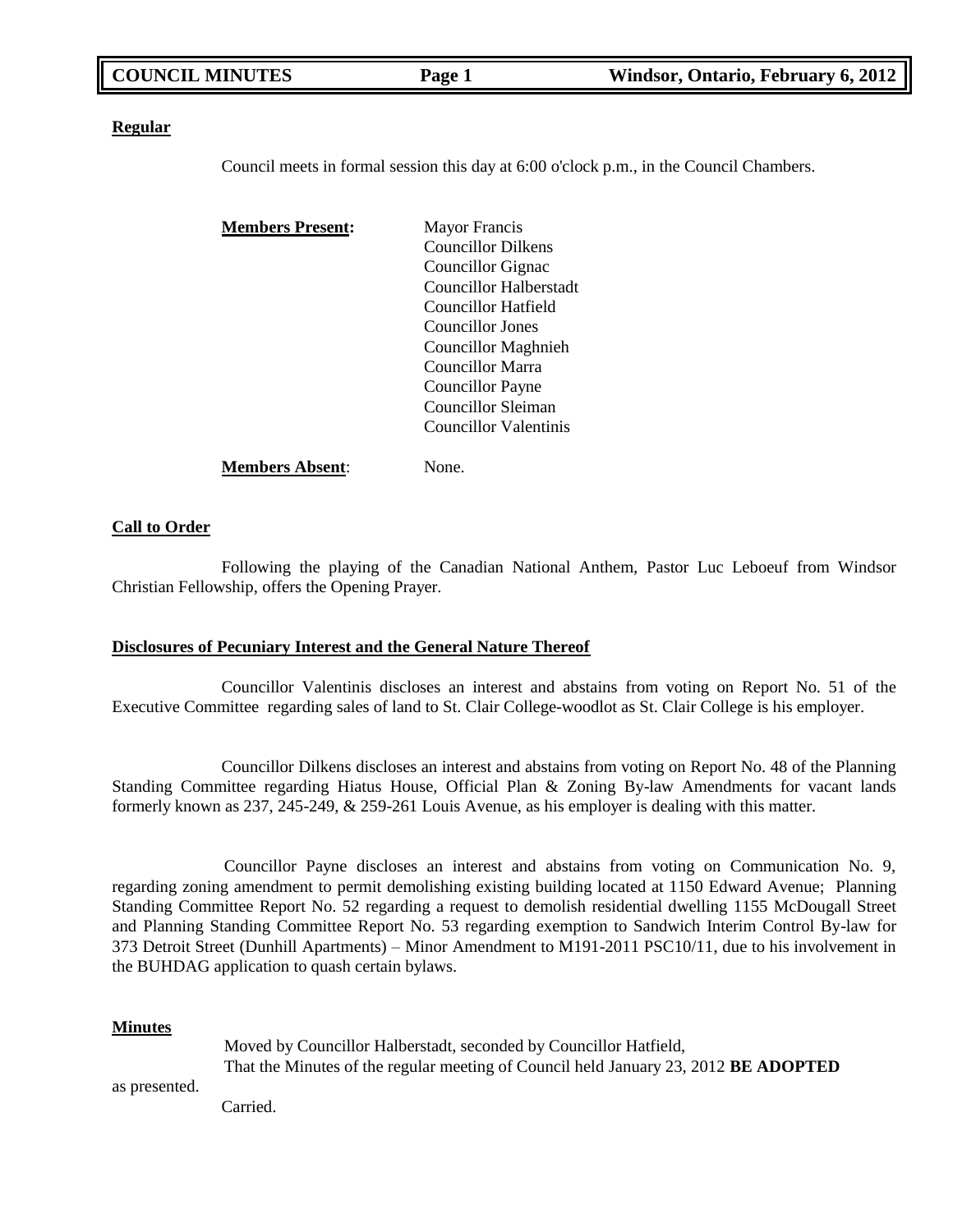**Regular**

Council meets in formal session this day at 6:00 o'clock p.m., in the Council Chambers.

**Members Present:**

Mayor Francis
Councillor Dilkens
Councillor Gignac
Councillor Halberstadt
Councillor Hatfield
Councillor Jones
Councillor Maghnieh
Councillor Marra
Councillor Payne
Councillor Sleiman
Councillor Valentinis

**Members Absent**: None.

**Call to Order**

Following the playing of the Canadian National Anthem, Pastor Luc Leboeuf from Windsor Christian Fellowship, offers the Opening Prayer.

**Disclosures of Pecuniary Interest and the General Nature Thereof**

Councillor Valentinis discloses an interest and abstains from voting on Report No. 51 of the Executive Committee regarding sales of land to St. Clair College-woodlot as St. Clair College is his employer.

Councillor Dilkens discloses an interest and abstains from voting on Report No. 48 of the Planning Standing Committee regarding Hiatus House, Official Plan & Zoning By-law Amendments for vacant lands formerly known as 237, 245-249, & 259-261 Louis Avenue, as his employer is dealing with this matter.

Councillor Payne discloses an interest and abstains from voting on Communication No. 9, regarding zoning amendment to permit demolishing existing building located at 1150 Edward Avenue; Planning Standing Committee Report No. 52 regarding a request to demolish residential dwelling 1155 McDougall Street and Planning Standing Committee Report No. 53 regarding exemption to Sandwich Interim Control By-law for 373 Detroit Street (Dunhill Apartments) – Minor Amendment to M191-2011 PSC10/11, due to his involvement in the BUHDAG application to quash certain bylaws.

**Minutes**

Moved by Councillor Halberstadt, seconded by Councillor Hatfield,
That the Minutes of the regular meeting of Council held January 23, 2012 **BE ADOPTED** as presented.
Carried.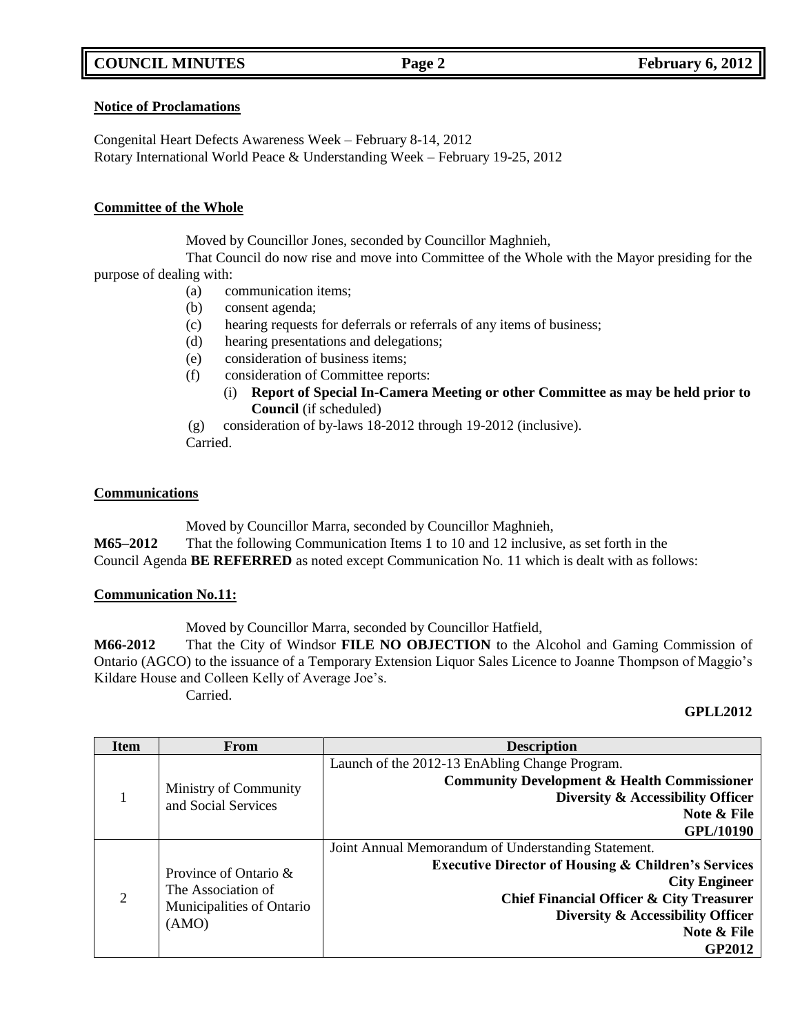**Notice of Proclamations**

Congenital Heart Defects Awareness Week – February 8-14, 2012
Rotary International World Peace & Understanding Week – February 19-25, 2012

**Committee of the Whole**

Moved by Councillor Jones, seconded by Councillor Maghnieh,

That Council do now rise and move into Committee of the Whole with the Mayor presiding for the purpose of dealing with:

(a) communication items;
(b) consent agenda;
(c) hearing requests for deferrals or referrals of any items of business;
(d) hearing presentations and delegations;
(e) consideration of business items;
(f) consideration of Committee reports:
  (i) **Report of Special In-Camera Meeting or other Committee as may be held prior to Council** (if scheduled)
(g) consideration of by-laws 18-2012 through 19-2012 (inclusive).

Carried.

**Communications**

Moved by Councillor Marra, seconded by Councillor Maghnieh,

**M65–2012** That the following Communication Items 1 to 10 and 12 inclusive, as set forth in the Council Agenda **BE REFERRED** as noted except Communication No. 11 which is dealt with as follows:

**Communication No.11:**

Moved by Councillor Marra, seconded by Councillor Hatfield,

**M66-2012** That the City of Windsor **FILE NO OBJECTION** to the Alcohol and Gaming Commission of Ontario (AGCO) to the issuance of a Temporary Extension Liquor Sales Licence to Joanne Thompson of Maggio's Kildare House and Colleen Kelly of Average Joe's.

Carried.

**GPLL2012**

| Item | From | Description |
|---|---|---|
| 1 | Ministry of Community and Social Services | Launch of the 2012-13 EnAbling Change Program. **Community Development & Health Commissioner** **Diversity & Accessibility Officer** **Note & File** **GPL/10190** |
| 2 | Province of Ontario & The Association of Municipalities of Ontario (AMO) | Joint Annual Memorandum of Understanding Statement. **Executive Director of Housing & Children's Services** **City Engineer** **Chief Financial Officer & City Treasurer** **Diversity & Accessibility Officer** **Note & File** **GP2012** |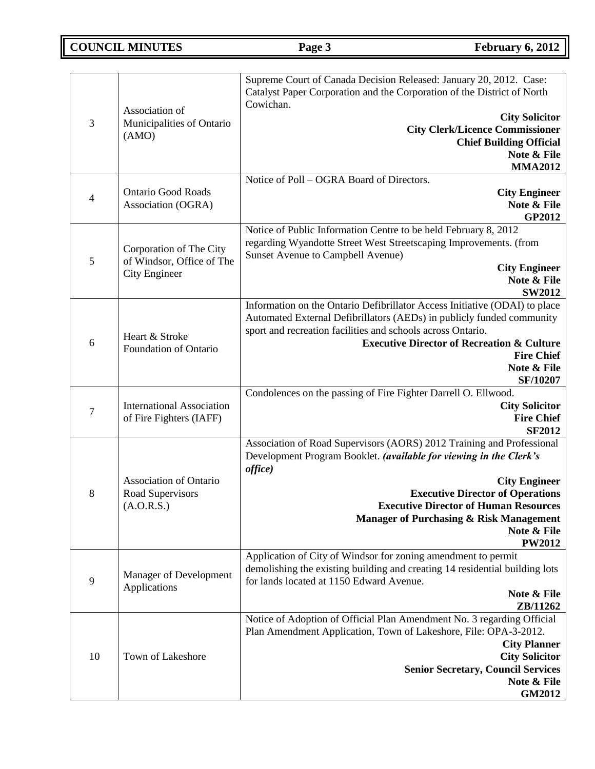| | | |
|---|---|---|
| 3 | Association of Municipalities of Ontario (AMO) | Supreme Court of Canada Decision Released: January 20, 2012. Case: Catalyst Paper Corporation and the Corporation of the District of North Cowichan.<br>**City Solicitor**<br>**City Clerk/Licence Commissioner**<br>**Chief Building Official**<br>**Note & File**<br>**MMA2012** |
| 4 | Ontario Good Roads Association (OGRA) | Notice of Poll – OGRA Board of Directors.<br>**City Engineer**<br>**Note & File**<br>**GP2012** |
| 5 | Corporation of The City of Windsor, Office of The City Engineer | Notice of Public Information Centre to be held February 8, 2012 regarding Wyandotte Street West Streetscaping Improvements. (from Sunset Avenue to Campbell Avenue)<br>**City Engineer**<br>**Note & File**<br>**SW2012** |
| 6 | Heart & Stroke Foundation of Ontario | Information on the Ontario Defibrillator Access Initiative (ODAI) to place Automated External Defibrillators (AEDs) in publicly funded community sport and recreation facilities and schools across Ontario.<br>**Executive Director of Recreation & Culture**<br>**Fire Chief**<br>**Note & File**<br>**SF/10207** |
| 7 | International Association of Fire Fighters (IAFF) | Condolences on the passing of Fire Fighter Darrell O. Ellwood.<br>**City Solicitor**<br>**Fire Chief**<br>**SF2012** |
| 8 | Association of Ontario Road Supervisors (A.O.R.S.) | Association of Road Supervisors (AORS) 2012 Training and Professional Development Program Booklet. ***(available for viewing in the Clerk's office)***<br>**City Engineer**<br>**Executive Director of Operations**<br>**Executive Director of Human Resources**<br>**Manager of Purchasing & Risk Management**<br>**Note & File**<br>**PW2012** |
| 9 | Manager of Development Applications | Application of City of Windsor for zoning amendment to permit demolishing the existing building and creating 14 residential building lots for lands located at 1150 Edward Avenue.<br>**Note & File**<br>**ZB/11262** |
| 10 | Town of Lakeshore | Notice of Adoption of Official Plan Amendment No. 3 regarding Official Plan Amendment Application, Town of Lakeshore, File: OPA-3-2012.<br>**City Planner**<br>**City Solicitor**<br>**Senior Secretary, Council Services**<br>**Note & File**<br>**GM2012** |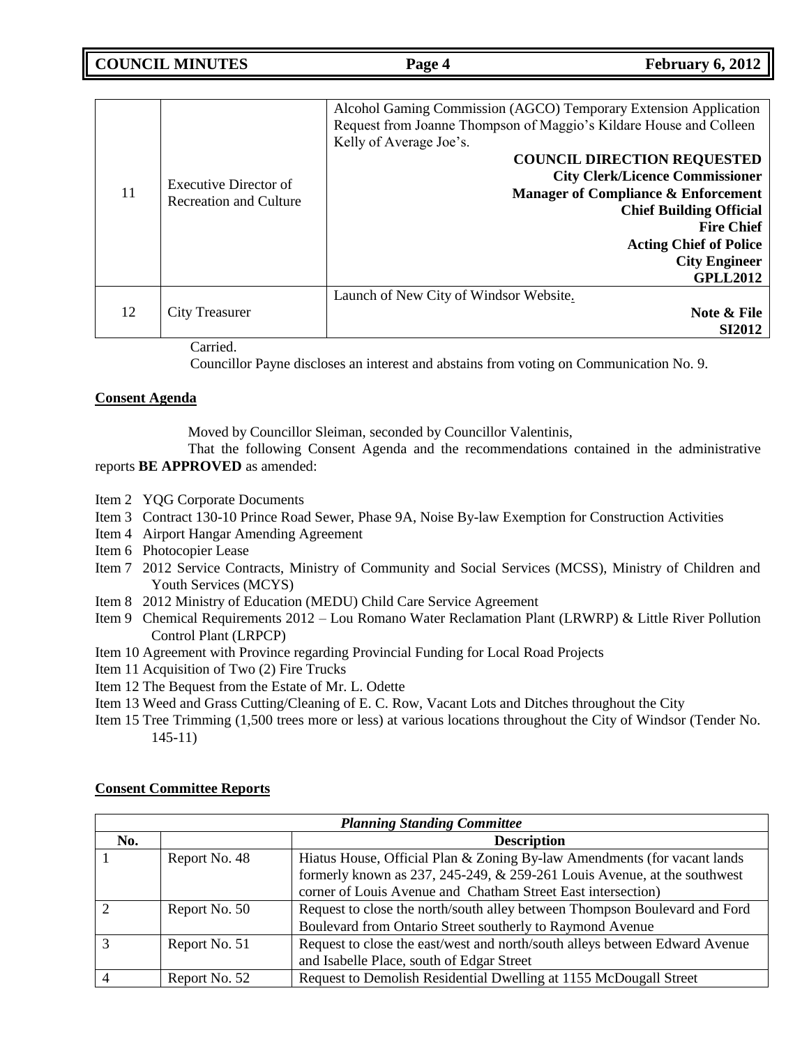| | | |
|---|---|---|
| 11 | Executive Director of Recreation and Culture | Alcohol Gaming Commission (AGCO) Temporary Extension Application Request from Joanne Thompson of Maggio's Kildare House and Colleen Kelly of Average Joe's.<br>**COUNCIL DIRECTION REQUESTED**<br>**City Clerk/Licence Commissioner**<br>**Manager of Compliance & Enforcement**<br>**Chief Building Official**<br>**Fire Chief**<br>**Acting Chief of Police**<br>**City Engineer**<br>**GPLL2012** |
| 12 | City Treasurer | Launch of New City of Windsor Website.<br>**Note & File**<br>**SI2012** |

Carried.

Councillor Payne discloses an interest and abstains from voting on Communication No. 9.

**Consent Agenda**

Moved by Councillor Sleiman, seconded by Councillor Valentinis,

That the following Consent Agenda and the recommendations contained in the administrative reports **BE APPROVED** as amended:

- Item 2 YQG Corporate Documents
- Item 3 Contract 130-10 Prince Road Sewer, Phase 9A, Noise By-law Exemption for Construction Activities
- Item 4 Airport Hangar Amending Agreement
- Item 6 Photocopier Lease
- Item 7 2012 Service Contracts, Ministry of Community and Social Services (MCSS), Ministry of Children and Youth Services (MCYS)
- Item 8 2012 Ministry of Education (MEDU) Child Care Service Agreement
- Item 9 Chemical Requirements 2012 – Lou Romano Water Reclamation Plant (LRWRP) & Little River Pollution Control Plant (LRPCP)
- Item 10 Agreement with Province regarding Provincial Funding for Local Road Projects
- Item 11 Acquisition of Two (2) Fire Trucks
- Item 12 The Bequest from the Estate of Mr. L. Odette
- Item 13 Weed and Grass Cutting/Cleaning of E. C. Row, Vacant Lots and Ditches throughout the City
- Item 15 Tree Trimming (1,500 trees more or less) at various locations throughout the City of Windsor (Tender No. 145-11)

**Consent Committee Reports**

| *Planning Standing Committee* | | |
|---|---|---|
| **No.** | | **Description** |
| 1 | Report No. 48 | Hiatus House, Official Plan & Zoning By-law Amendments (for vacant lands formerly known as 237, 245-249, & 259-261 Louis Avenue, at the southwest corner of Louis Avenue and Chatham Street East intersection) |
| 2 | Report No. 50 | Request to close the north/south alley between Thompson Boulevard and Ford Boulevard from Ontario Street southerly to Raymond Avenue |
| 3 | Report No. 51 | Request to close the east/west and north/south alleys between Edward Avenue and Isabelle Place, south of Edgar Street |
| 4 | Report No. 52 | Request to Demolish Residential Dwelling at 1155 McDougall Street |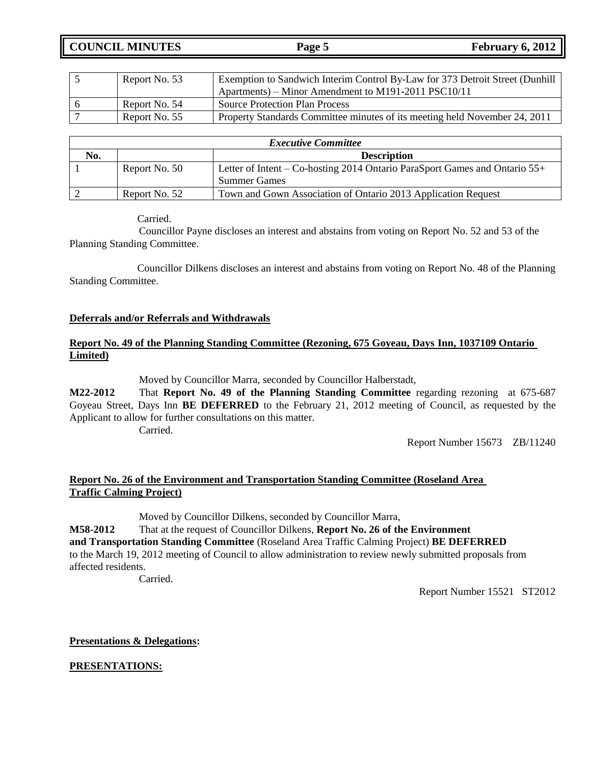| | | |
|---|---|---|
| 5 | Report No. 53 | Exemption to Sandwich Interim Control By-Law for 373 Detroit Street (Dunhill Apartments) – Minor Amendment to M191-2011 PSC10/11 |
| 6 | Report No. 54 | Source Protection Plan Process |
| 7 | Report No. 55 | Property Standards Committee minutes of its meeting held November 24, 2011 |

| ***Executive Committee*** | | |
|---|---|---|
| **No.** | | **Description** |
| 1 | Report No. 50 | Letter of Intent – Co-hosting 2014 Ontario ParaSport Games and Ontario 55+ Summer Games |
| 2 | Report No. 52 | Town and Gown Association of Ontario 2013 Application Request |

Carried.

Councillor Payne discloses an interest and abstains from voting on Report No. 52 and 53 of the Planning Standing Committee.

Councillor Dilkens discloses an interest and abstains from voting on Report No. 48 of the Planning Standing Committee.

**Deferrals and/or Referrals and Withdrawals**

**Report No. 49 of the Planning Standing Committee (Rezoning, 675 Goyeau, Days Inn, 1037109 Ontario Limited)**

Moved by Councillor Marra, seconded by Councillor Halberstadt,

**M22-2012** That **Report No. 49 of the Planning Standing Committee** regarding rezoning at 675-687 Goyeau Street, Days Inn **BE DEFERRED** to the February 21, 2012 meeting of Council, as requested by the Applicant to allow for further consultations on this matter.

Carried.

Report Number 15673 ZB/11240

**Report No. 26 of the Environment and Transportation Standing Committee (Roseland Area Traffic Calming Project)**

Moved by Councillor Dilkens, seconded by Councillor Marra,

**M58-2012** That at the request of Councillor Dilkens, **Report No. 26 of the Environment and Transportation Standing Committee** (Roseland Area Traffic Calming Project) **BE DEFERRED** to the March 19, 2012 meeting of Council to allow administration to review newly submitted proposals from affected residents.

Carried.

Report Number 15521 ST2012

**Presentations & Delegations:**

**PRESENTATIONS:**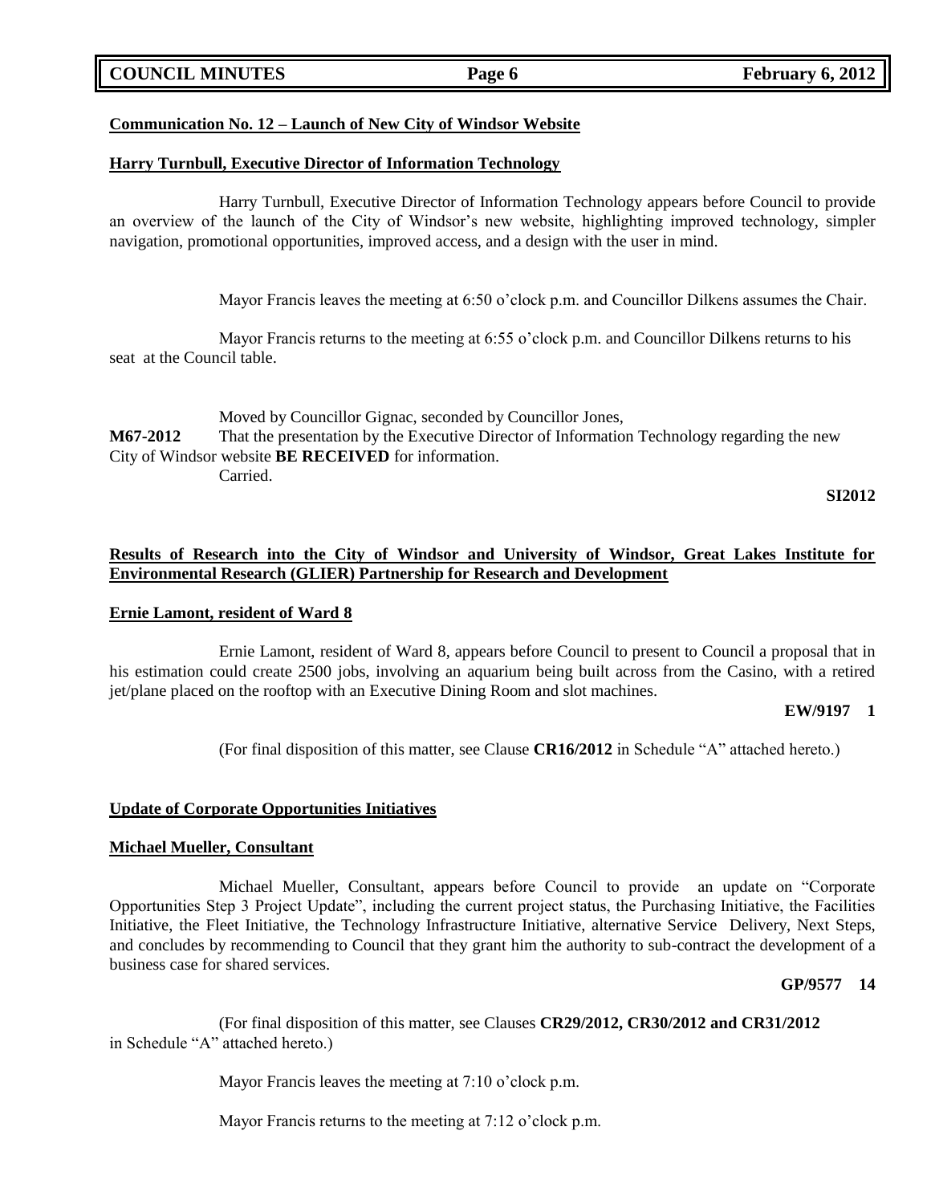**Communication No. 12 – Launch of New City of Windsor Website**

**Harry Turnbull, Executive Director of Information Technology**

Harry Turnbull, Executive Director of Information Technology appears before Council to provide an overview of the launch of the City of Windsor's new website, highlighting improved technology, simpler navigation, promotional opportunities, improved access, and a design with the user in mind.

Mayor Francis leaves the meeting at 6:50 o'clock p.m. and Councillor Dilkens assumes the Chair.

Mayor Francis returns to the meeting at 6:55 o'clock p.m. and Councillor Dilkens returns to his seat at the Council table.

Moved by Councillor Gignac, seconded by Councillor Jones,

**M67-2012** That the presentation by the Executive Director of Information Technology regarding the new City of Windsor website **BE RECEIVED** for information.

Carried.

**SI2012**

**Results of Research into the City of Windsor and University of Windsor, Great Lakes Institute for Environmental Research (GLIER) Partnership for Research and Development**

**Ernie Lamont, resident of Ward 8**

Ernie Lamont, resident of Ward 8, appears before Council to present to Council a proposal that in his estimation could create 2500 jobs, involving an aquarium being built across from the Casino, with a retired jet/plane placed on the rooftop with an Executive Dining Room and slot machines.

**EW/9197 1**

(For final disposition of this matter, see Clause **CR16/2012** in Schedule "A" attached hereto.)

**Update of Corporate Opportunities Initiatives**

**Michael Mueller, Consultant**

Michael Mueller, Consultant, appears before Council to provide an update on "Corporate Opportunities Step 3 Project Update", including the current project status, the Purchasing Initiative, the Facilities Initiative, the Fleet Initiative, the Technology Infrastructure Initiative, alternative Service Delivery, Next Steps, and concludes by recommending to Council that they grant him the authority to sub-contract the development of a business case for shared services.

**GP/9577 14**

(For final disposition of this matter, see Clauses **CR29/2012, CR30/2012 and CR31/2012** in Schedule "A" attached hereto.)

Mayor Francis leaves the meeting at 7:10 o'clock p.m.

Mayor Francis returns to the meeting at 7:12 o'clock p.m.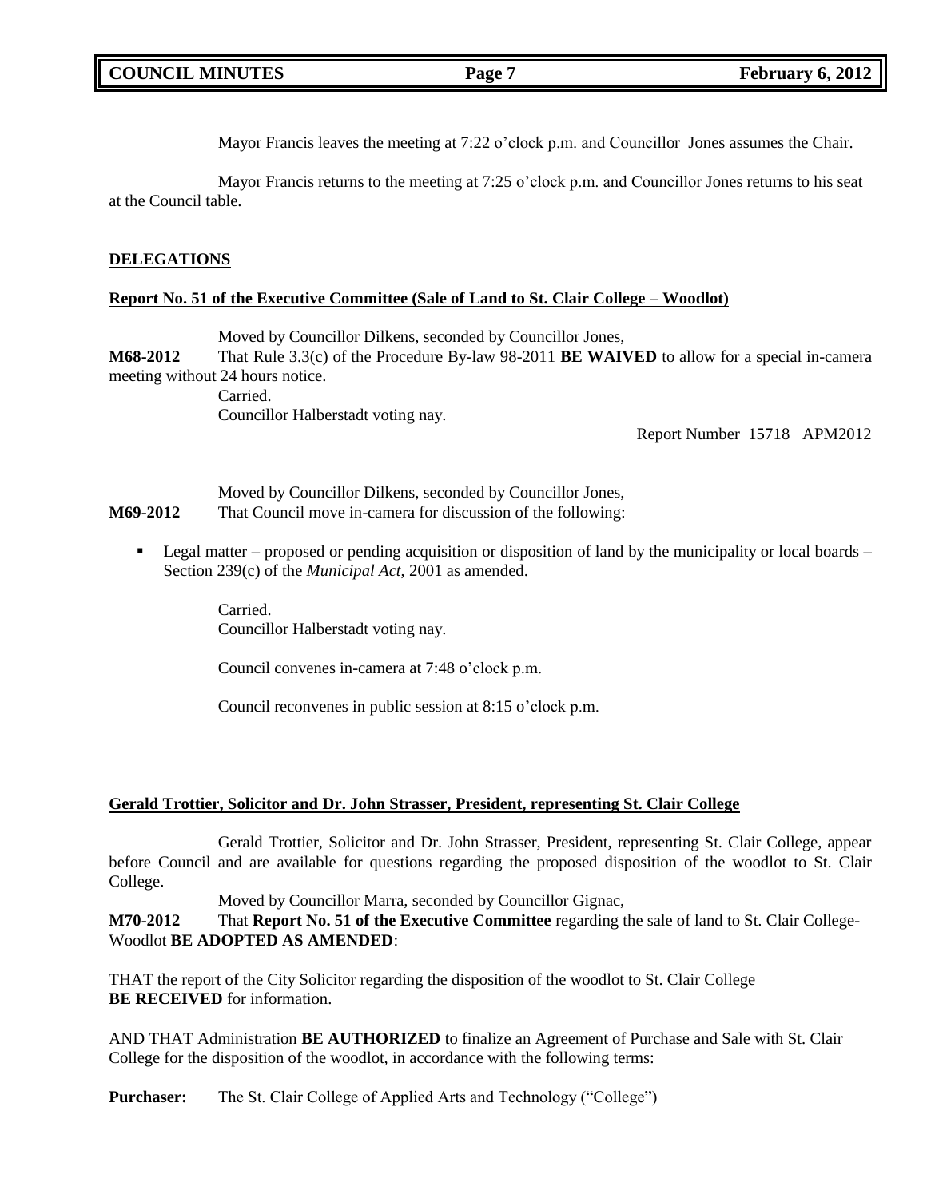Mayor Francis leaves the meeting at 7:22 o'clock p.m. and Councillor Jones assumes the Chair.

Mayor Francis returns to the meeting at 7:25 o'clock p.m. and Councillor Jones returns to his seat at the Council table.

## DELEGATIONS

### Report No. 51 of the Executive Committee (Sale of Land to St. Clair College – Woodlot)

Moved by Councillor Dilkens, seconded by Councillor Jones,

**M68-2012** That Rule 3.3(c) of the Procedure By-law 98-2011 **BE WAIVED** to allow for a special in-camera meeting without 24 hours notice.

Carried.

Councillor Halberstadt voting nay.

Report Number 15718 APM2012

Moved by Councillor Dilkens, seconded by Councillor Jones,

**M69-2012** That Council move in-camera for discussion of the following:

- Legal matter – proposed or pending acquisition or disposition of land by the municipality or local boards – Section 239(c) of the *Municipal Act*, 2001 as amended.

Carried.

Councillor Halberstadt voting nay.

Council convenes in-camera at 7:48 o'clock p.m.

Council reconvenes in public session at 8:15 o'clock p.m.

### Gerald Trottier, Solicitor and Dr. John Strasser, President, representing St. Clair College

Gerald Trottier, Solicitor and Dr. John Strasser, President, representing St. Clair College, appear before Council and are available for questions regarding the proposed disposition of the woodlot to St. Clair College.

Moved by Councillor Marra, seconded by Councillor Gignac,

**M70-2012** That **Report No. 51 of the Executive Committee** regarding the sale of land to St. Clair College-Woodlot **BE ADOPTED AS AMENDED**:

THAT the report of the City Solicitor regarding the disposition of the woodlot to St. Clair College **BE RECEIVED** for information.

AND THAT Administration **BE AUTHORIZED** to finalize an Agreement of Purchase and Sale with St. Clair College for the disposition of the woodlot, in accordance with the following terms:

**Purchaser:** The St. Clair College of Applied Arts and Technology ("College")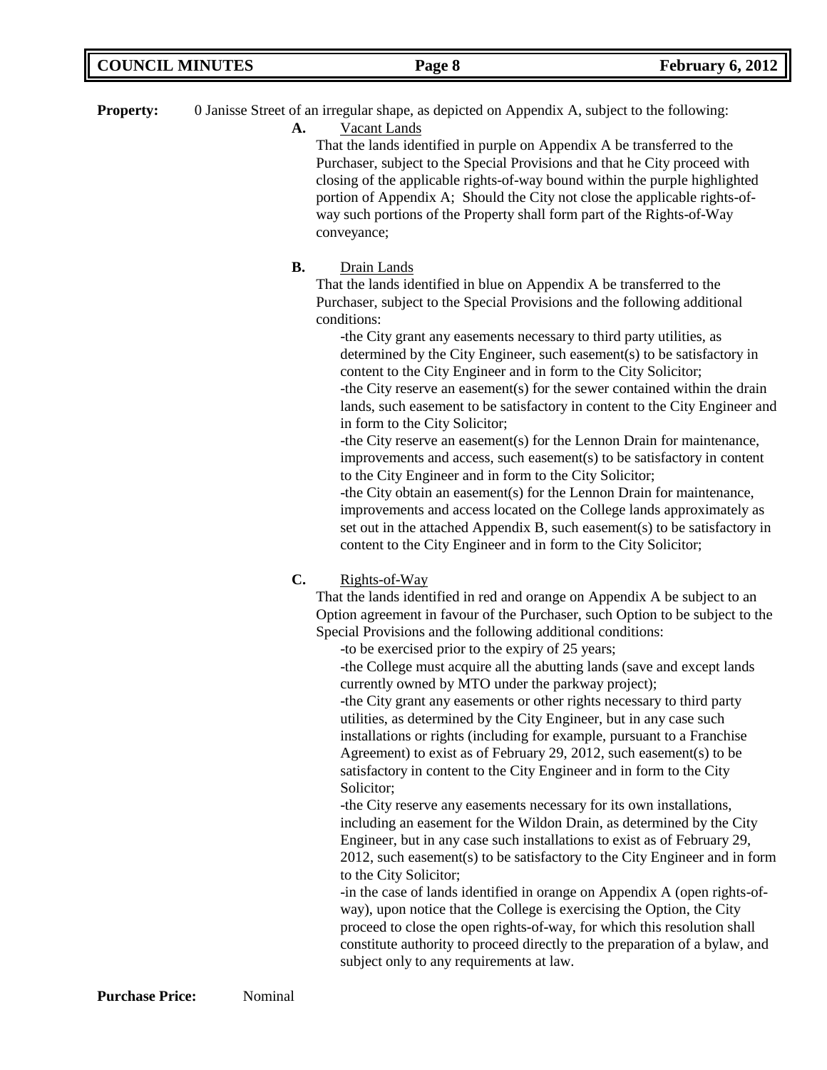**Property:** 0 Janisse Street of an irregular shape, as depicted on Appendix A, subject to the following:

**A.** Vacant Lands

That the lands identified in purple on Appendix A be transferred to the Purchaser, subject to the Special Provisions and that he City proceed with closing of the applicable rights-of-way bound within the purple highlighted portion of Appendix A; Should the City not close the applicable rights-of-way such portions of the Property shall form part of the Rights-of-Way conveyance;

**B.** Drain Lands

That the lands identified in blue on Appendix A be transferred to the Purchaser, subject to the Special Provisions and the following additional conditions:

-the City grant any easements necessary to third party utilities, as determined by the City Engineer, such easement(s) to be satisfactory in content to the City Engineer and in form to the City Solicitor;
-the City reserve an easement(s) for the sewer contained within the drain lands, such easement to be satisfactory in content to the City Engineer and in form to the City Solicitor;
-the City reserve an easement(s) for the Lennon Drain for maintenance, improvements and access, such easement(s) to be satisfactory in content to the City Engineer and in form to the City Solicitor;
-the City obtain an easement(s) for the Lennon Drain for maintenance, improvements and access located on the College lands approximately as set out in the attached Appendix B, such easement(s) to be satisfactory in content to the City Engineer and in form to the City Solicitor;

**C.** Rights-of-Way

That the lands identified in red and orange on Appendix A be subject to an Option agreement in favour of the Purchaser, such Option to be subject to the Special Provisions and the following additional conditions:

-to be exercised prior to the expiry of 25 years;
-the College must acquire all the abutting lands (save and except lands currently owned by MTO under the parkway project);
-the City grant any easements or other rights necessary to third party utilities, as determined by the City Engineer, but in any case such installations or rights (including for example, pursuant to a Franchise Agreement) to exist as of February 29, 2012, such easement(s) to be satisfactory in content to the City Engineer and in form to the City Solicitor;
-the City reserve any easements necessary for its own installations, including an easement for the Wildon Drain, as determined by the City Engineer, but in any case such installations to exist as of February 29, 2012, such easement(s) to be satisfactory to the City Engineer and in form to the City Solicitor;
-in the case of lands identified in orange on Appendix A (open rights-of-way), upon notice that the College is exercising the Option, the City proceed to close the open rights-of-way, for which this resolution shall constitute authority to proceed directly to the preparation of a bylaw, and subject only to any requirements at law.

**Purchase Price:** Nominal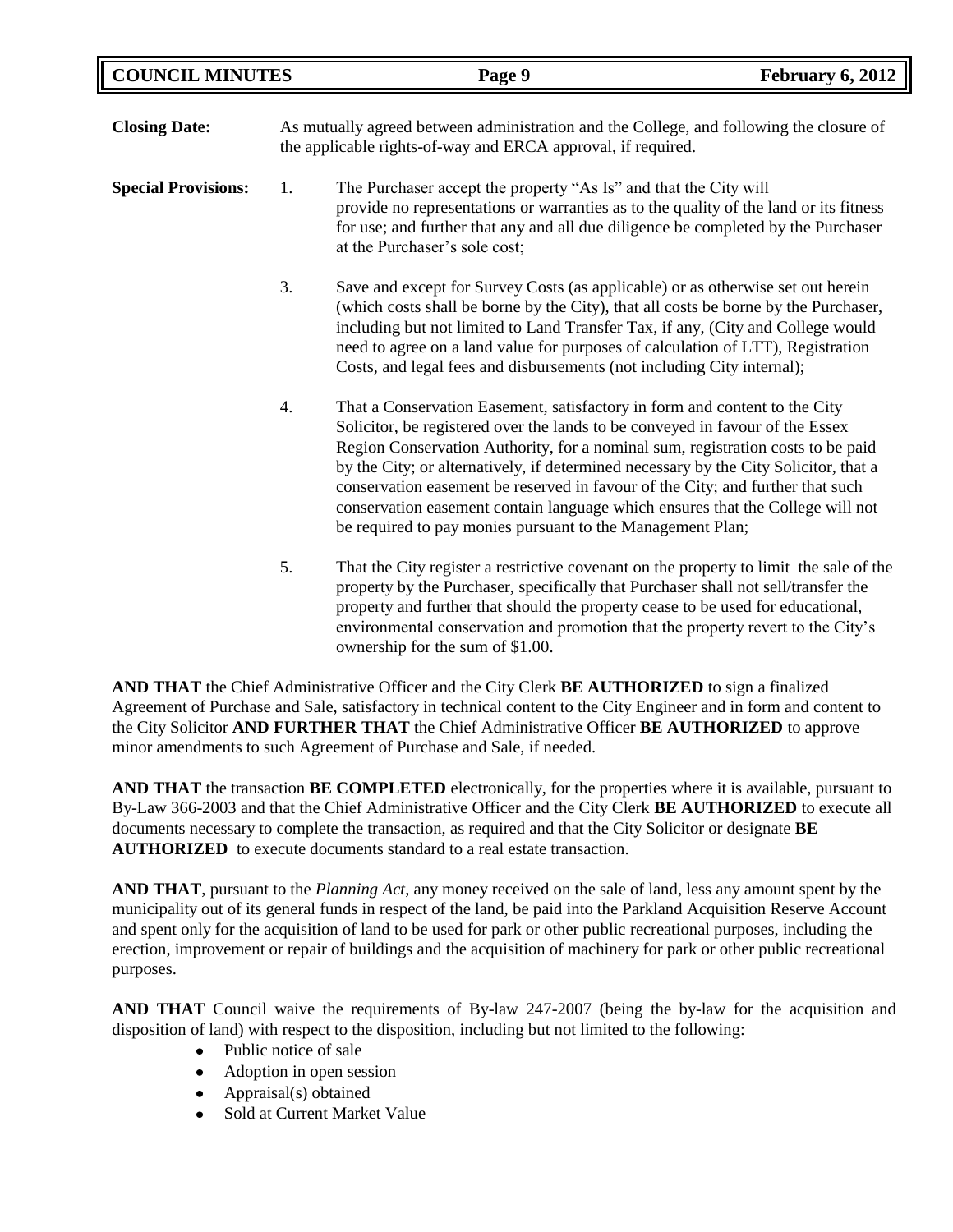**Closing Date:** As mutually agreed between administration and the College, and following the closure of the applicable rights-of-way and ERCA approval, if required.

**Special Provisions:**

1. The Purchaser accept the property "As Is" and that the City will provide no representations or warranties as to the quality of the land or its fitness for use; and further that any and all due diligence be completed by the Purchaser at the Purchaser's sole cost;

3. Save and except for Survey Costs (as applicable) or as otherwise set out herein (which costs shall be borne by the City), that all costs be borne by the Purchaser, including but not limited to Land Transfer Tax, if any, (City and College would need to agree on a land value for purposes of calculation of LTT), Registration Costs, and legal fees and disbursements (not including City internal);

4. That a Conservation Easement, satisfactory in form and content to the City Solicitor, be registered over the lands to be conveyed in favour of the Essex Region Conservation Authority, for a nominal sum, registration costs to be paid by the City; or alternatively, if determined necessary by the City Solicitor, that a conservation easement be reserved in favour of the City; and further that such conservation easement contain language which ensures that the College will not be required to pay monies pursuant to the Management Plan;

5. That the City register a restrictive covenant on the property to limit the sale of the property by the Purchaser, specifically that Purchaser shall not sell/transfer the property and further that should the property cease to be used for educational, environmental conservation and promotion that the property revert to the City's ownership for the sum of $1.00.

**AND THAT** the Chief Administrative Officer and the City Clerk **BE AUTHORIZED** to sign a finalized Agreement of Purchase and Sale, satisfactory in technical content to the City Engineer and in form and content to the City Solicitor **AND FURTHER THAT** the Chief Administrative Officer **BE AUTHORIZED** to approve minor amendments to such Agreement of Purchase and Sale, if needed.

**AND THAT** the transaction **BE COMPLETED** electronically, for the properties where it is available, pursuant to By-Law 366-2003 and that the Chief Administrative Officer and the City Clerk **BE AUTHORIZED** to execute all documents necessary to complete the transaction, as required and that the City Solicitor or designate **BE AUTHORIZED** to execute documents standard to a real estate transaction.

**AND THAT**, pursuant to the *Planning Act*, any money received on the sale of land, less any amount spent by the municipality out of its general funds in respect of the land, be paid into the Parkland Acquisition Reserve Account and spent only for the acquisition of land to be used for park or other public recreational purposes, including the erection, improvement or repair of buildings and the acquisition of machinery for park or other public recreational purposes.

**AND THAT** Council waive the requirements of By-law 247-2007 (being the by-law for the acquisition and disposition of land) with respect to the disposition, including but not limited to the following:

- Public notice of sale
- Adoption in open session
- Appraisal(s) obtained
- Sold at Current Market Value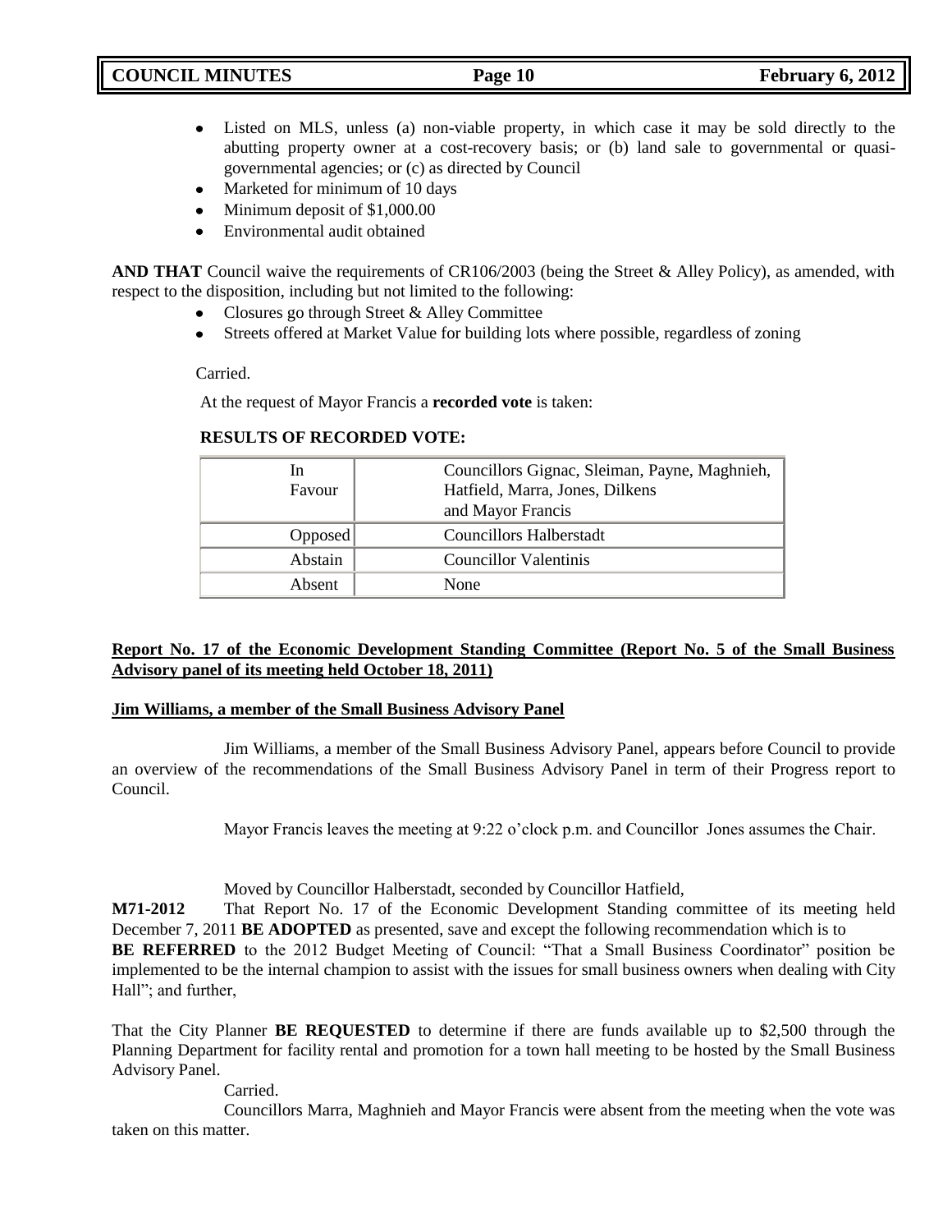- Listed on MLS, unless (a) non-viable property, in which case it may be sold directly to the abutting property owner at a cost-recovery basis; or (b) land sale to governmental or quasi-governmental agencies; or (c) as directed by Council
- Marketed for minimum of 10 days
- Minimum deposit of $1,000.00
- Environmental audit obtained

**AND THAT** Council waive the requirements of CR106/2003 (being the Street & Alley Policy), as amended, with respect to the disposition, including but not limited to the following:

- Closures go through Street & Alley Committee
- Streets offered at Market Value for building lots where possible, regardless of zoning

Carried.

At the request of Mayor Francis a **recorded vote** is taken:

**RESULTS OF RECORDED VOTE:**

| | |
|---|---|
| In Favour | Councillors Gignac, Sleiman, Payne, Maghnieh, Hatfield, Marra, Jones, Dilkens and Mayor Francis |
| Opposed | Councillors Halberstadt |
| Abstain | Councillor Valentinis |
| Absent | None |

**Report No. 17 of the Economic Development Standing Committee (Report No. 5 of the Small Business Advisory panel of its meeting held October 18, 2011)**

**Jim Williams, a member of the Small Business Advisory Panel**

Jim Williams, a member of the Small Business Advisory Panel, appears before Council to provide an overview of the recommendations of the Small Business Advisory Panel in term of their Progress report to Council.

Mayor Francis leaves the meeting at 9:22 o'clock p.m. and Councillor Jones assumes the Chair.

Moved by Councillor Halberstadt, seconded by Councillor Hatfield,

**M71-2012** That Report No. 17 of the Economic Development Standing committee of its meeting held December 7, 2011 **BE ADOPTED** as presented, save and except the following recommendation which is to **BE REFERRED** to the 2012 Budget Meeting of Council: "That a Small Business Coordinator" position be implemented to be the internal champion to assist with the issues for small business owners when dealing with City Hall"; and further,

That the City Planner **BE REQUESTED** to determine if there are funds available up to $2,500 through the Planning Department for facility rental and promotion for a town hall meeting to be hosted by the Small Business Advisory Panel.

Carried.

Councillors Marra, Maghnieh and Mayor Francis were absent from the meeting when the vote was taken on this matter.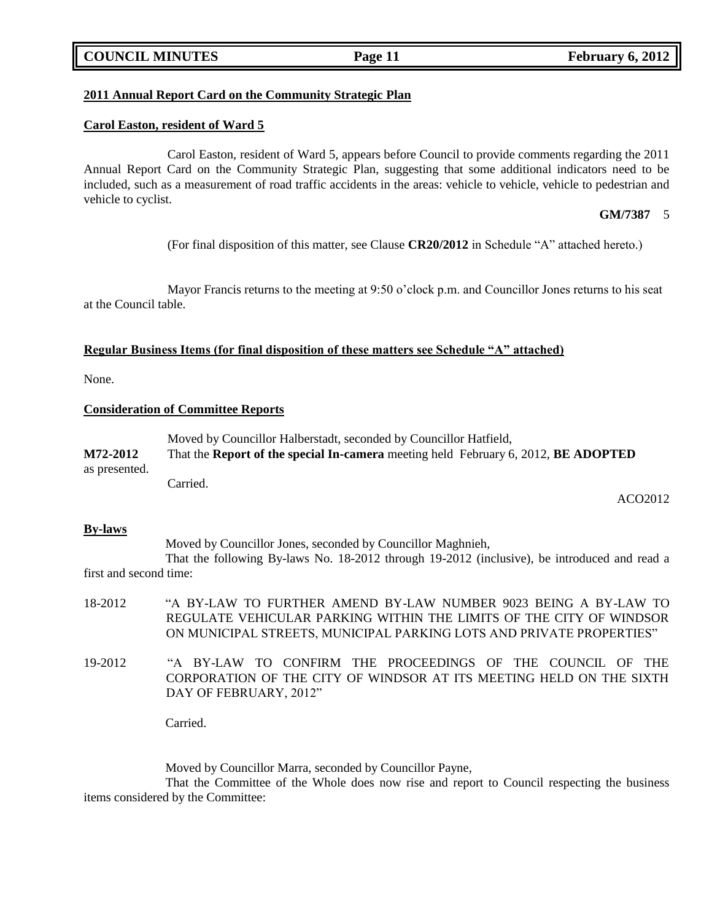**2011 Annual Report Card on the Community Strategic Plan**

**Carol Easton, resident of Ward 5**

Carol Easton, resident of Ward 5, appears before Council to provide comments regarding the 2011 Annual Report Card on the Community Strategic Plan, suggesting that some additional indicators need to be included, such as a measurement of road traffic accidents in the areas: vehicle to vehicle, vehicle to pedestrian and vehicle to cyclist.

**GM/7387** 5

(For final disposition of this matter, see Clause **CR20/2012** in Schedule "A" attached hereto.)

Mayor Francis returns to the meeting at 9:50 o'clock p.m. and Councillor Jones returns to his seat at the Council table.

**Regular Business Items (for final disposition of these matters see Schedule "A" attached)**

None.

**Consideration of Committee Reports**

Moved by Councillor Halberstadt, seconded by Councillor Hatfield,

**M72-2012** That the **Report of the special In-camera** meeting held February 6, 2012, **BE ADOPTED** as presented.

Carried.

ACO2012

**By-laws**

Moved by Councillor Jones, seconded by Councillor Maghnieh,

That the following By-laws No. 18-2012 through 19-2012 (inclusive), be introduced and read a first and second time:

18-2012 "A BY-LAW TO FURTHER AMEND BY-LAW NUMBER 9023 BEING A BY-LAW TO REGULATE VEHICULAR PARKING WITHIN THE LIMITS OF THE CITY OF WINDSOR ON MUNICIPAL STREETS, MUNICIPAL PARKING LOTS AND PRIVATE PROPERTIES"

19-2012 "A BY-LAW TO CONFIRM THE PROCEEDINGS OF THE COUNCIL OF THE CORPORATION OF THE CITY OF WINDSOR AT ITS MEETING HELD ON THE SIXTH DAY OF FEBRUARY, 2012"

Carried.

Moved by Councillor Marra, seconded by Councillor Payne,

That the Committee of the Whole does now rise and report to Council respecting the business items considered by the Committee: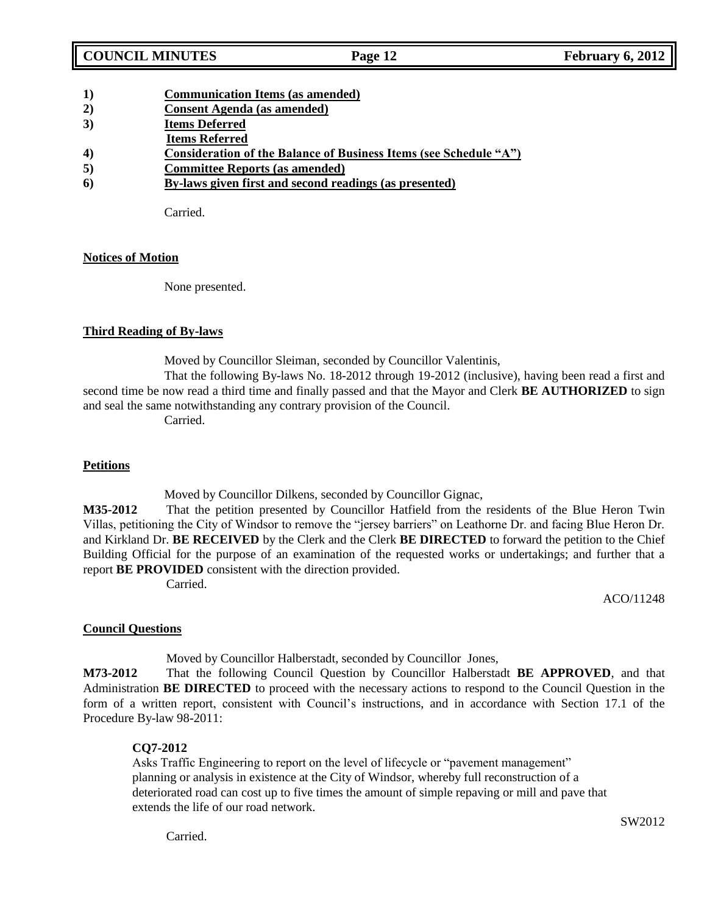1) **Communication Items (as amended)**
2) **Consent Agenda (as amended)**
3) **Items Deferred**
   **Items Referred**
4) **Consideration of the Balance of Business Items (see Schedule "A")**
5) **Committee Reports (as amended)**
6) **By-laws given first and second readings (as presented)**

Carried.

**Notices of Motion**

None presented.

**Third Reading of By-laws**

Moved by Councillor Sleiman, seconded by Councillor Valentinis,

That the following By-laws No. 18-2012 through 19-2012 (inclusive), having been read a first and second time be now read a third time and finally passed and that the Mayor and Clerk **BE AUTHORIZED** to sign and seal the same notwithstanding any contrary provision of the Council.

Carried.

**Petitions**

Moved by Councillor Dilkens, seconded by Councillor Gignac,

**M35-2012** That the petition presented by Councillor Hatfield from the residents of the Blue Heron Twin Villas, petitioning the City of Windsor to remove the "jersey barriers" on Leathorne Dr. and facing Blue Heron Dr. and Kirkland Dr. **BE RECEIVED** by the Clerk and the Clerk **BE DIRECTED** to forward the petition to the Chief Building Official for the purpose of an examination of the requested works or undertakings; and further that a report **BE PROVIDED** consistent with the direction provided.

Carried.

ACO/11248

**Council Questions**

Moved by Councillor Halberstadt, seconded by Councillor Jones,

**M73-2012** That the following Council Question by Councillor Halberstadt **BE APPROVED**, and that Administration **BE DIRECTED** to proceed with the necessary actions to respond to the Council Question in the form of a written report, consistent with Council's instructions, and in accordance with Section 17.1 of the Procedure By-law 98-2011:

**CQ7-2012**
Asks Traffic Engineering to report on the level of lifecycle or "pavement management" planning or analysis in existence at the City of Windsor, whereby full reconstruction of a deteriorated road can cost up to five times the amount of simple repaving or mill and pave that extends the life of our road network.

SW2012

Carried.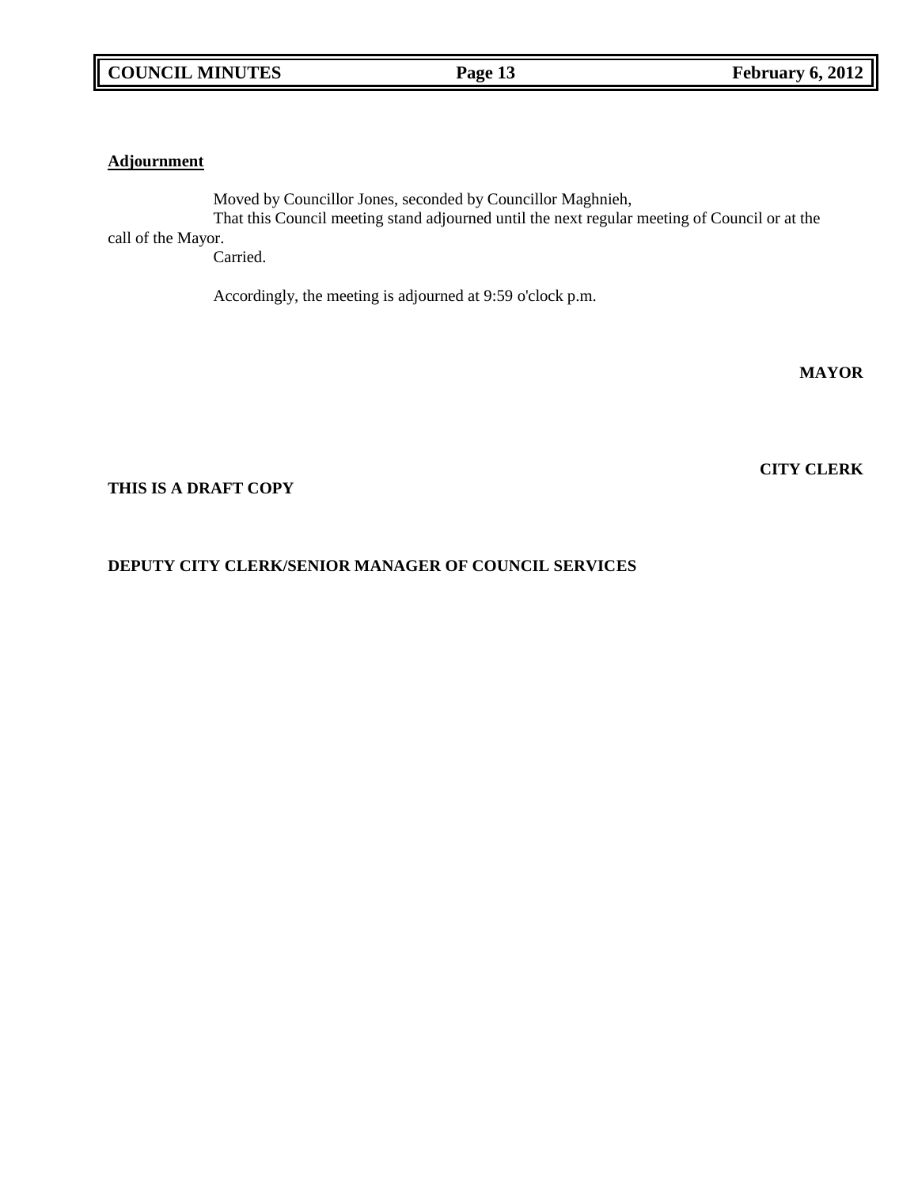**Adjournment**

Moved by Councillor Jones, seconded by Councillor Maghnieh,

That this Council meeting stand adjourned until the next regular meeting of Council or at the call of the Mayor.

Carried.

Accordingly, the meeting is adjourned at 9:59 o'clock p.m.

**MAYOR**

**CITY CLERK**

**THIS IS A DRAFT COPY**

**DEPUTY CITY CLERK/SENIOR MANAGER OF COUNCIL SERVICES**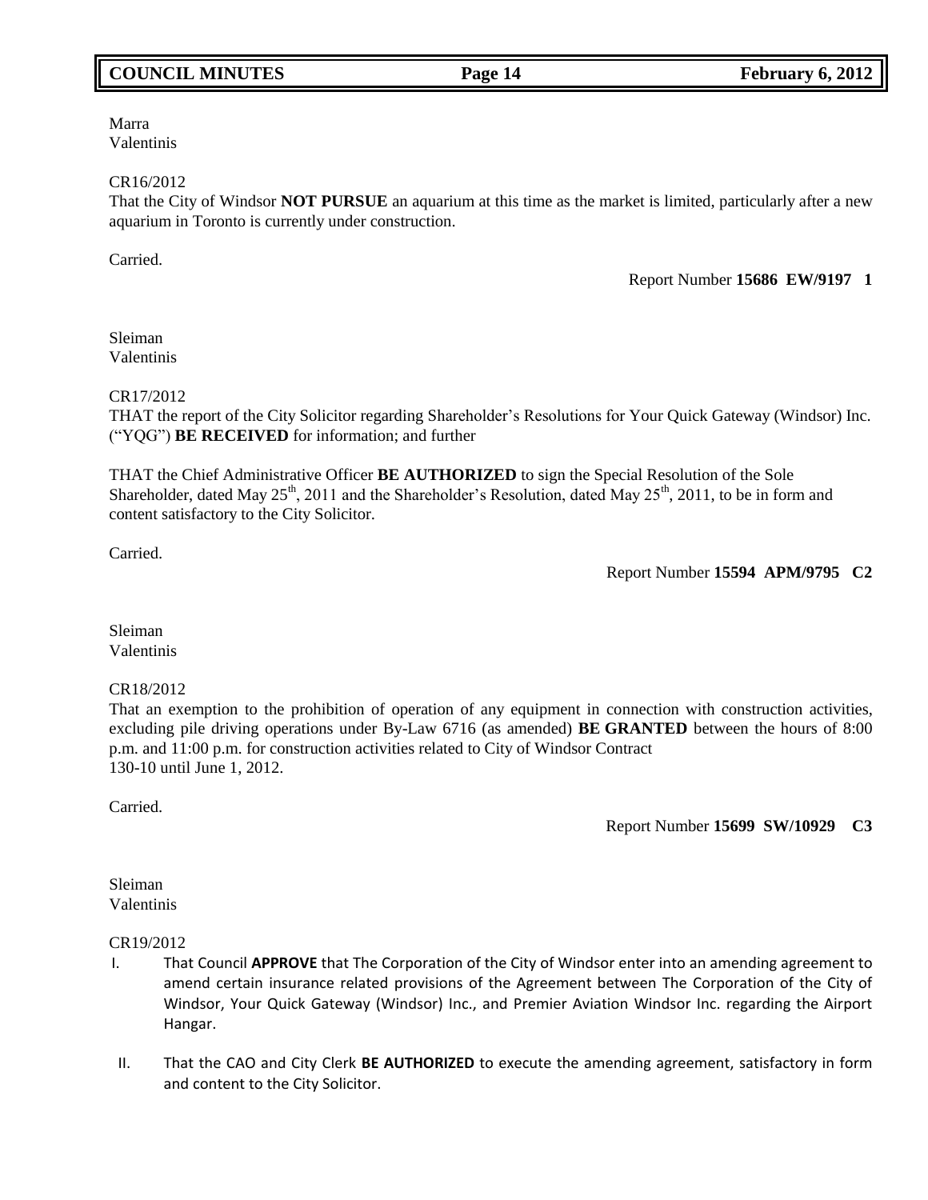Marra
Valentinis

CR16/2012
That the City of Windsor **NOT PURSUE** an aquarium at this time as the market is limited, particularly after a new aquarium in Toronto is currently under construction.

Carried.

Report Number **15686 EW/9197 1**

Sleiman
Valentinis

CR17/2012
THAT the report of the City Solicitor regarding Shareholder's Resolutions for Your Quick Gateway (Windsor) Inc. ("YQG") **BE RECEIVED** for information; and further

THAT the Chief Administrative Officer **BE AUTHORIZED** to sign the Special Resolution of the Sole Shareholder, dated May 25th, 2011 and the Shareholder's Resolution, dated May 25th, 2011, to be in form and content satisfactory to the City Solicitor.

Carried.

Report Number **15594 APM/9795 C2**

Sleiman
Valentinis

CR18/2012
That an exemption to the prohibition of operation of any equipment in connection with construction activities, excluding pile driving operations under By-Law 6716 (as amended) **BE GRANTED** between the hours of 8:00 p.m. and 11:00 p.m. for construction activities related to City of Windsor Contract 130-10 until June 1, 2012.

Carried.

Report Number **15699 SW/10929 C3**

Sleiman
Valentinis

CR19/2012

I. That Council **APPROVE** that The Corporation of the City of Windsor enter into an amending agreement to amend certain insurance related provisions of the Agreement between The Corporation of the City of Windsor, Your Quick Gateway (Windsor) Inc., and Premier Aviation Windsor Inc. regarding the Airport Hangar.

II. That the CAO and City Clerk **BE AUTHORIZED** to execute the amending agreement, satisfactory in form and content to the City Solicitor.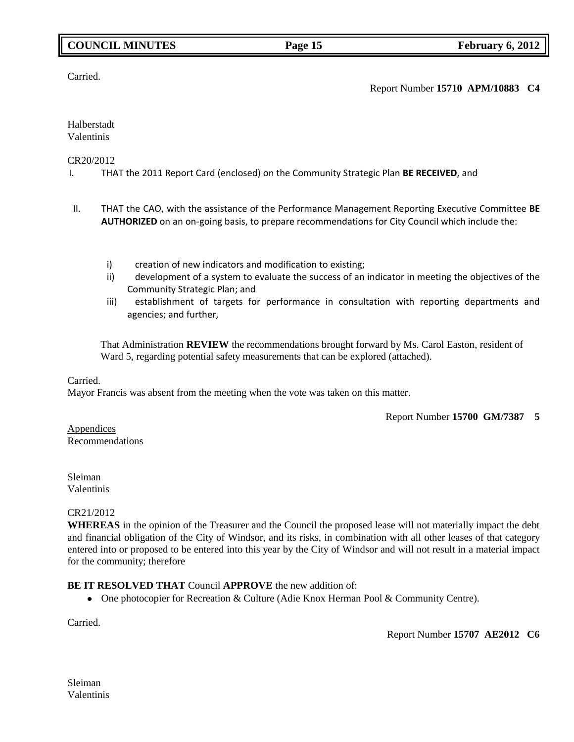Carried.

Report Number **15710 APM/10883 C4**

Halberstadt
Valentinis

CR20/2012

I. THAT the 2011 Report Card (enclosed) on the Community Strategic Plan **BE RECEIVED**, and

II. THAT the CAO, with the assistance of the Performance Management Reporting Executive Committee **BE AUTHORIZED** on an on-going basis, to prepare recommendations for City Council which include the:

   i) creation of new indicators and modification to existing;
   ii) development of a system to evaluate the success of an indicator in meeting the objectives of the Community Strategic Plan; and
   iii) establishment of targets for performance in consultation with reporting departments and agencies; and further,

That Administration **REVIEW** the recommendations brought forward by Ms. Carol Easton, resident of Ward 5, regarding potential safety measurements that can be explored (attached).

Carried.
Mayor Francis was absent from the meeting when the vote was taken on this matter.

Report Number **15700 GM/7387 5**

Appendices
Recommendations

Sleiman
Valentinis

CR21/2012

**WHEREAS** in the opinion of the Treasurer and the Council the proposed lease will not materially impact the debt and financial obligation of the City of Windsor, and its risks, in combination with all other leases of that category entered into or proposed to be entered into this year by the City of Windsor and will not result in a material impact for the community; therefore

**BE IT RESOLVED THAT** Council **APPROVE** the new addition of:

- One photocopier for Recreation & Culture (Adie Knox Herman Pool & Community Centre).

Carried.

Report Number **15707 AE2012 C6**

Sleiman
Valentinis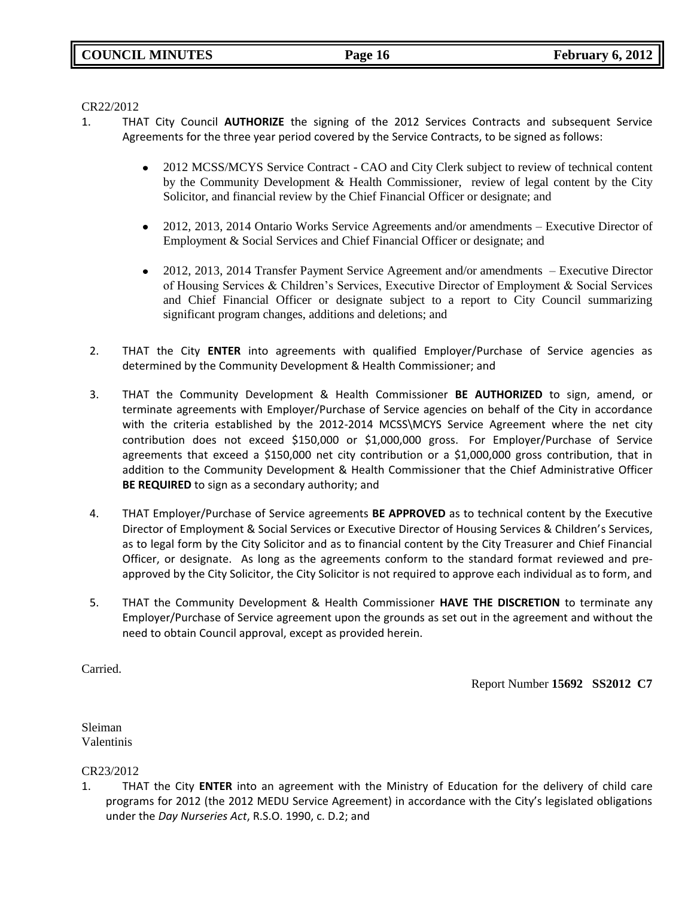CR22/2012

1. THAT City Council **AUTHORIZE** the signing of the 2012 Services Contracts and subsequent Service Agreements for the three year period covered by the Service Contracts, to be signed as follows:

   - 2012 MCSS/MCYS Service Contract - CAO and City Clerk subject to review of technical content by the Community Development & Health Commissioner, review of legal content by the City Solicitor, and financial review by the Chief Financial Officer or designate; and
   - 2012, 2013, 2014 Ontario Works Service Agreements and/or amendments – Executive Director of Employment & Social Services and Chief Financial Officer or designate; and
   - 2012, 2013, 2014 Transfer Payment Service Agreement and/or amendments – Executive Director of Housing Services & Children's Services, Executive Director of Employment & Social Services and Chief Financial Officer or designate subject to a report to City Council summarizing significant program changes, additions and deletions; and

2. THAT the City **ENTER** into agreements with qualified Employer/Purchase of Service agencies as determined by the Community Development & Health Commissioner; and

3. THAT the Community Development & Health Commissioner **BE AUTHORIZED** to sign, amend, or terminate agreements with Employer/Purchase of Service agencies on behalf of the City in accordance with the criteria established by the 2012-2014 MCSS\MCYS Service Agreement where the net city contribution does not exceed $150,000 or $1,000,000 gross. For Employer/Purchase of Service agreements that exceed a $150,000 net city contribution or a $1,000,000 gross contribution, that in addition to the Community Development & Health Commissioner that the Chief Administrative Officer **BE REQUIRED** to sign as a secondary authority; and

4. THAT Employer/Purchase of Service agreements **BE APPROVED** as to technical content by the Executive Director of Employment & Social Services or Executive Director of Housing Services & Children's Services, as to legal form by the City Solicitor and as to financial content by the City Treasurer and Chief Financial Officer, or designate. As long as the agreements conform to the standard format reviewed and pre-approved by the City Solicitor, the City Solicitor is not required to approve each individual as to form, and

5. THAT the Community Development & Health Commissioner **HAVE THE DISCRETION** to terminate any Employer/Purchase of Service agreement upon the grounds as set out in the agreement and without the need to obtain Council approval, except as provided herein.

Carried.

Report Number **15692 SS2012 C7**

Sleiman
Valentinis

CR23/2012

1. THAT the City **ENTER** into an agreement with the Ministry of Education for the delivery of child care programs for 2012 (the 2012 MEDU Service Agreement) in accordance with the City's legislated obligations under the *Day Nurseries Act*, R.S.O. 1990, c. D.2; and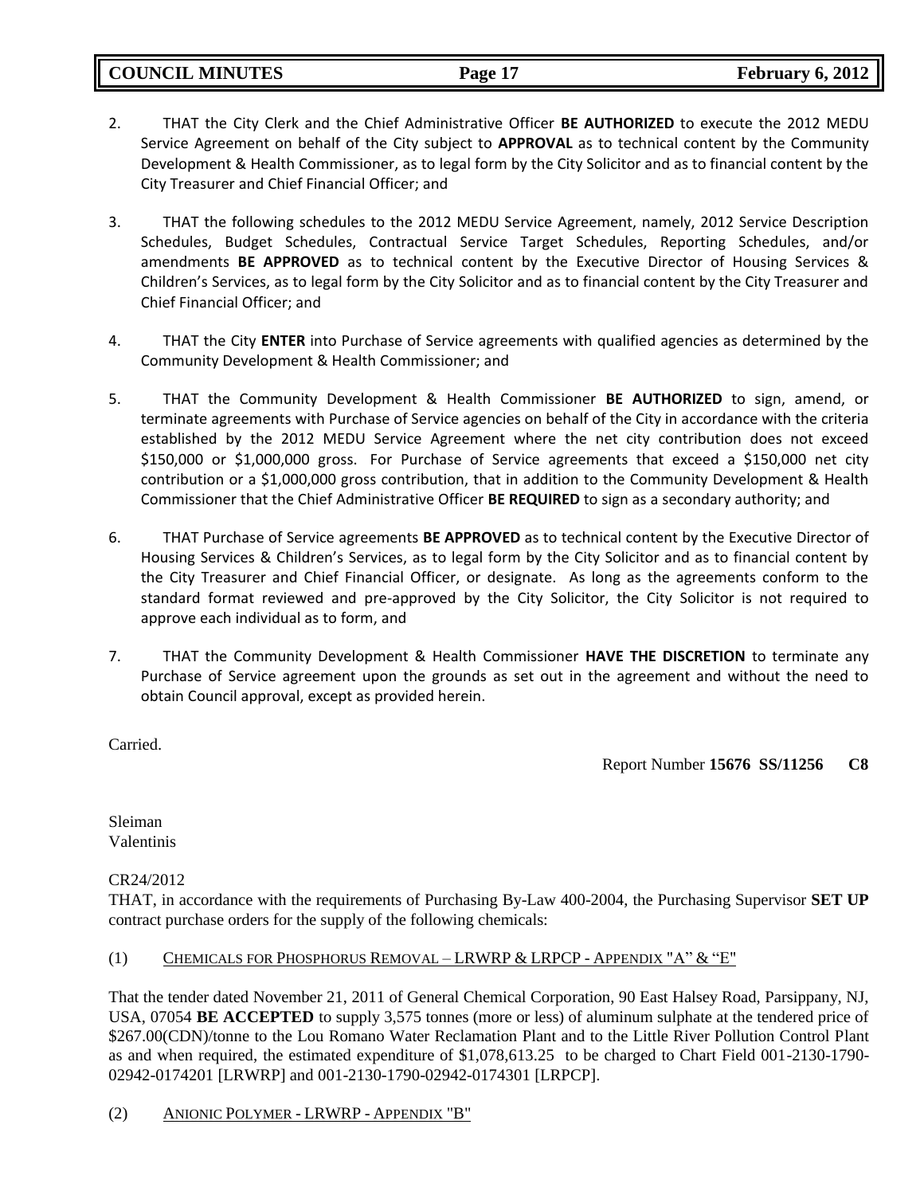2. THAT the City Clerk and the Chief Administrative Officer **BE AUTHORIZED** to execute the 2012 MEDU Service Agreement on behalf of the City subject to **APPROVAL** as to technical content by the Community Development & Health Commissioner, as to legal form by the City Solicitor and as to financial content by the City Treasurer and Chief Financial Officer; and

3. THAT the following schedules to the 2012 MEDU Service Agreement, namely, 2012 Service Description Schedules, Budget Schedules, Contractual Service Target Schedules, Reporting Schedules, and/or amendments **BE APPROVED** as to technical content by the Executive Director of Housing Services & Children's Services, as to legal form by the City Solicitor and as to financial content by the City Treasurer and Chief Financial Officer; and

4. THAT the City **ENTER** into Purchase of Service agreements with qualified agencies as determined by the Community Development & Health Commissioner; and

5. THAT the Community Development & Health Commissioner **BE AUTHORIZED** to sign, amend, or terminate agreements with Purchase of Service agencies on behalf of the City in accordance with the criteria established by the 2012 MEDU Service Agreement where the net city contribution does not exceed $150,000 or $1,000,000 gross. For Purchase of Service agreements that exceed a $150,000 net city contribution or a $1,000,000 gross contribution, that in addition to the Community Development & Health Commissioner that the Chief Administrative Officer **BE REQUIRED** to sign as a secondary authority; and

6. THAT Purchase of Service agreements **BE APPROVED** as to technical content by the Executive Director of Housing Services & Children's Services, as to legal form by the City Solicitor and as to financial content by the City Treasurer and Chief Financial Officer, or designate. As long as the agreements conform to the standard format reviewed and pre-approved by the City Solicitor, the City Solicitor is not required to approve each individual as to form, and

7. THAT the Community Development & Health Commissioner **HAVE THE DISCRETION** to terminate any Purchase of Service agreement upon the grounds as set out in the agreement and without the need to obtain Council approval, except as provided herein.

Carried.

Report Number **15676 SS/11256 C8**

Sleiman
Valentinis

CR24/2012
THAT, in accordance with the requirements of Purchasing By-Law 400-2004, the Purchasing Supervisor **SET UP** contract purchase orders for the supply of the following chemicals:

(1) CHEMICALS FOR PHOSPHORUS REMOVAL – LRWRP & LRPCP - APPENDIX "A" & "E"

That the tender dated November 21, 2011 of General Chemical Corporation, 90 East Halsey Road, Parsippany, NJ, USA, 07054 **BE ACCEPTED** to supply 3,575 tonnes (more or less) of aluminum sulphate at the tendered price of $267.00(CDN)/tonne to the Lou Romano Water Reclamation Plant and to the Little River Pollution Control Plant as and when required, the estimated expenditure of $1,078,613.25 to be charged to Chart Field 001-2130-1790-02942-0174201 [LRWRP] and 001-2130-1790-02942-0174301 [LRPCP].

(2) ANIONIC POLYMER - LRWRP - APPENDIX "B"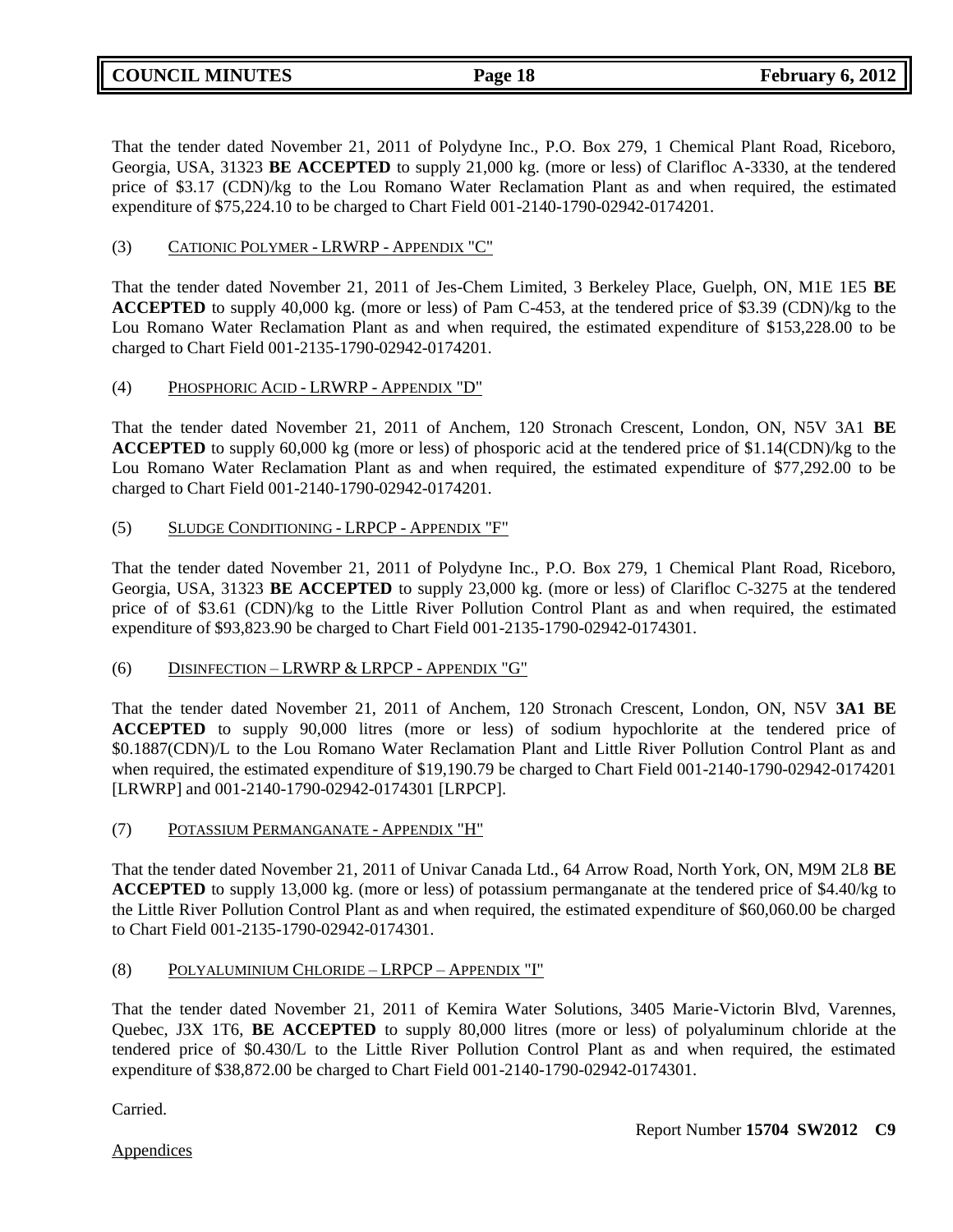That the tender dated November 21, 2011 of Polydyne Inc., P.O. Box 279, 1 Chemical Plant Road, Riceboro, Georgia, USA, 31323 **BE ACCEPTED** to supply 21,000 kg. (more or less) of Clarifloc A-3330, at the tendered price of $3.17 (CDN)/kg to the Lou Romano Water Reclamation Plant as and when required, the estimated expenditure of $75,224.10 to be charged to Chart Field 001-2140-1790-02942-0174201.

(3) CATIONIC POLYMER - LRWRP - APPENDIX "C"

That the tender dated November 21, 2011 of Jes-Chem Limited, 3 Berkeley Place, Guelph, ON, M1E 1E5 **BE ACCEPTED** to supply 40,000 kg. (more or less) of Pam C-453, at the tendered price of $3.39 (CDN)/kg to the Lou Romano Water Reclamation Plant as and when required, the estimated expenditure of $153,228.00 to be charged to Chart Field 001-2135-1790-02942-0174201.

(4) PHOSPHORIC ACID - LRWRP - APPENDIX "D"

That the tender dated November 21, 2011 of Anchem, 120 Stronach Crescent, London, ON, N5V 3A1 **BE ACCEPTED** to supply 60,000 kg (more or less) of phosporic acid at the tendered price of $1.14(CDN)/kg to the Lou Romano Water Reclamation Plant as and when required, the estimated expenditure of $77,292.00 to be charged to Chart Field 001-2140-1790-02942-0174201.

(5) SLUDGE CONDITIONING - LRPCP - APPENDIX "F"

That the tender dated November 21, 2011 of Polydyne Inc., P.O. Box 279, 1 Chemical Plant Road, Riceboro, Georgia, USA, 31323 **BE ACCEPTED** to supply 23,000 kg. (more or less) of Clarifloc C-3275 at the tendered price of of $3.61 (CDN)/kg to the Little River Pollution Control Plant as and when required, the estimated expenditure of $93,823.90 be charged to Chart Field 001-2135-1790-02942-0174301.

(6) DISINFECTION – LRWRP & LRPCP - APPENDIX "G"

That the tender dated November 21, 2011 of Anchem, 120 Stronach Crescent, London, ON, N5V **3A1 BE ACCEPTED** to supply 90,000 litres (more or less) of sodium hypochlorite at the tendered price of $0.1887(CDN)/L to the Lou Romano Water Reclamation Plant and Little River Pollution Control Plant as and when required, the estimated expenditure of $19,190.79 be charged to Chart Field 001-2140-1790-02942-0174201 [LRWRP] and 001-2140-1790-02942-0174301 [LRPCP].

(7) POTASSIUM PERMANGANATE - APPENDIX "H"

That the tender dated November 21, 2011 of Univar Canada Ltd., 64 Arrow Road, North York, ON, M9M 2L8 **BE ACCEPTED** to supply 13,000 kg. (more or less) of potassium permanganate at the tendered price of $4.40/kg to the Little River Pollution Control Plant as and when required, the estimated expenditure of $60,060.00 be charged to Chart Field 001-2135-1790-02942-0174301.

(8) POLYALUMINIUM CHLORIDE – LRPCP – APPENDIX "I"

That the tender dated November 21, 2011 of Kemira Water Solutions, 3405 Marie-Victorin Blvd, Varennes, Quebec, J3X 1T6, **BE ACCEPTED** to supply 80,000 litres (more or less) of polyaluminum chloride at the tendered price of $0.430/L to the Little River Pollution Control Plant as and when required, the estimated expenditure of $38,872.00 be charged to Chart Field 001-2140-1790-02942-0174301.

Carried.

Report Number **15704 SW2012 C9**

Appendices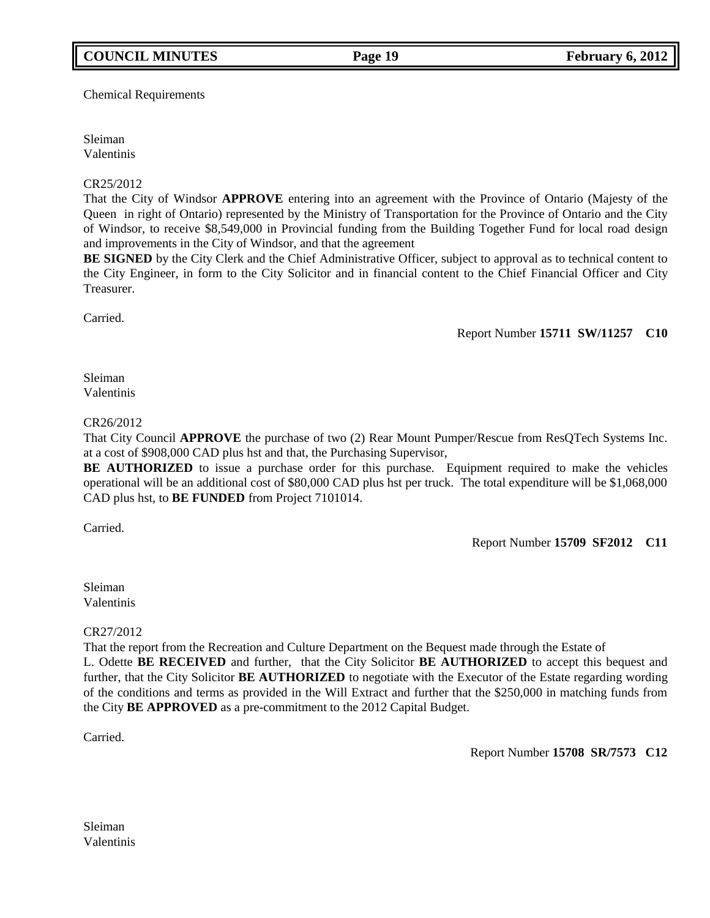Chemical Requirements

Sleiman
Valentinis

CR25/2012
That the City of Windsor **APPROVE** entering into an agreement with the Province of Ontario (Majesty of the Queen in right of Ontario) represented by the Ministry of Transportation for the Province of Ontario and the City of Windsor, to receive $8,549,000 in Provincial funding from the Building Together Fund for local road design and improvements in the City of Windsor, and that the agreement
**BE SIGNED** by the City Clerk and the Chief Administrative Officer, subject to approval as to technical content to the City Engineer, in form to the City Solicitor and in financial content to the Chief Financial Officer and City Treasurer.

Carried.

Report Number **15711 SW/11257 C10**

Sleiman
Valentinis

CR26/2012
That City Council **APPROVE** the purchase of two (2) Rear Mount Pumper/Rescue from ResQTech Systems Inc. at a cost of $908,000 CAD plus hst and that, the Purchasing Supervisor,
**BE AUTHORIZED** to issue a purchase order for this purchase. Equipment required to make the vehicles operational will be an additional cost of $80,000 CAD plus hst per truck. The total expenditure will be $1,068,000 CAD plus hst, to **BE FUNDED** from Project 7101014.

Carried.

Report Number **15709 SF2012 C11**

Sleiman
Valentinis

CR27/2012
That the report from the Recreation and Culture Department on the Bequest made through the Estate of
L. Odette **BE RECEIVED** and further, that the City Solicitor **BE AUTHORIZED** to accept this bequest and further, that the City Solicitor **BE AUTHORIZED** to negotiate with the Executor of the Estate regarding wording of the conditions and terms as provided in the Will Extract and further that the $250,000 in matching funds from the City **BE APPROVED** as a pre-commitment to the 2012 Capital Budget.

Carried.

Report Number **15708 SR/7573 C12**

Sleiman
Valentinis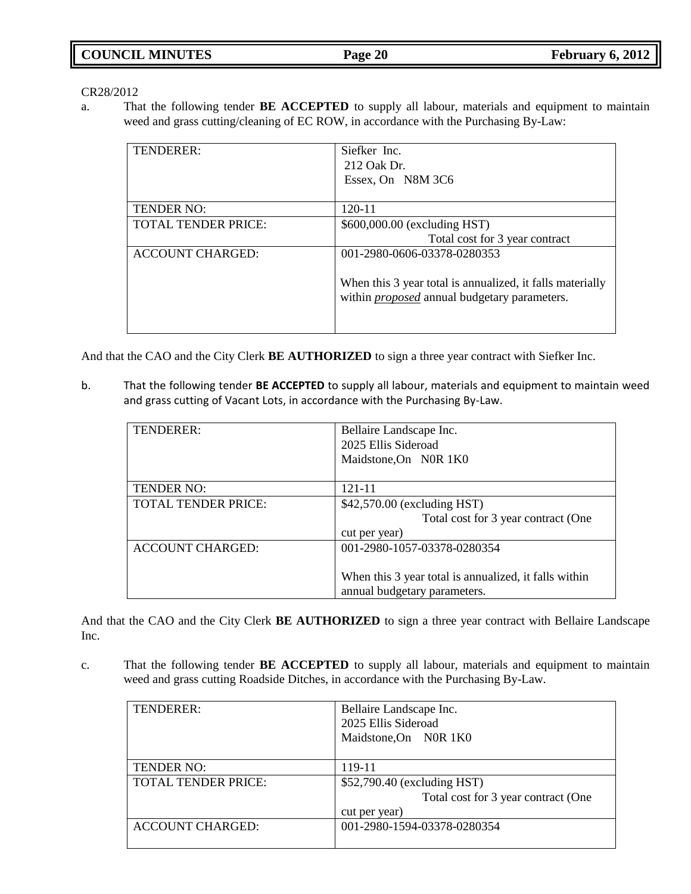CR28/2012

a. That the following tender **BE ACCEPTED** to supply all labour, materials and equipment to maintain weed and grass cutting/cleaning of EC ROW, in accordance with the Purchasing By-Law:

| | |
|---|---|
| TENDERER: | Siefker Inc.<br>212 Oak Dr.<br>Essex, On N8M 3C6 |
| TENDER NO: | 120-11 |
| TOTAL TENDER PRICE: | $600,000.00 (excluding HST)<br>Total cost for 3 year contract |
| ACCOUNT CHARGED: | 001-2980-0606-03378-0280353<br><br>When this 3 year total is annualized, it falls materially within *proposed* annual budgetary parameters. |

And that the CAO and the City Clerk **BE AUTHORIZED** to sign a three year contract with Siefker Inc.

b. That the following tender **BE ACCEPTED** to supply all labour, materials and equipment to maintain weed and grass cutting of Vacant Lots, in accordance with the Purchasing By-Law.

| | |
|---|---|
| TENDERER: | Bellaire Landscape Inc.<br>2025 Ellis Sideroad<br>Maidstone,On N0R 1K0 |
| TENDER NO: | 121-11 |
| TOTAL TENDER PRICE: | $42,570.00 (excluding HST)<br>Total cost for 3 year contract (One cut per year) |
| ACCOUNT CHARGED: | 001-2980-1057-03378-0280354<br><br>When this 3 year total is annualized, it falls within annual budgetary parameters. |

And that the CAO and the City Clerk **BE AUTHORIZED** to sign a three year contract with Bellaire Landscape Inc.

c. That the following tender **BE ACCEPTED** to supply all labour, materials and equipment to maintain weed and grass cutting Roadside Ditches, in accordance with the Purchasing By-Law.

| | |
|---|---|
| TENDERER: | Bellaire Landscape Inc.<br>2025 Ellis Sideroad<br>Maidstone,On N0R 1K0 |
| TENDER NO: | 119-11 |
| TOTAL TENDER PRICE: | $52,790.40 (excluding HST)<br>Total cost for 3 year contract (One cut per year) |
| ACCOUNT CHARGED: | 001-2980-1594-03378-0280354 |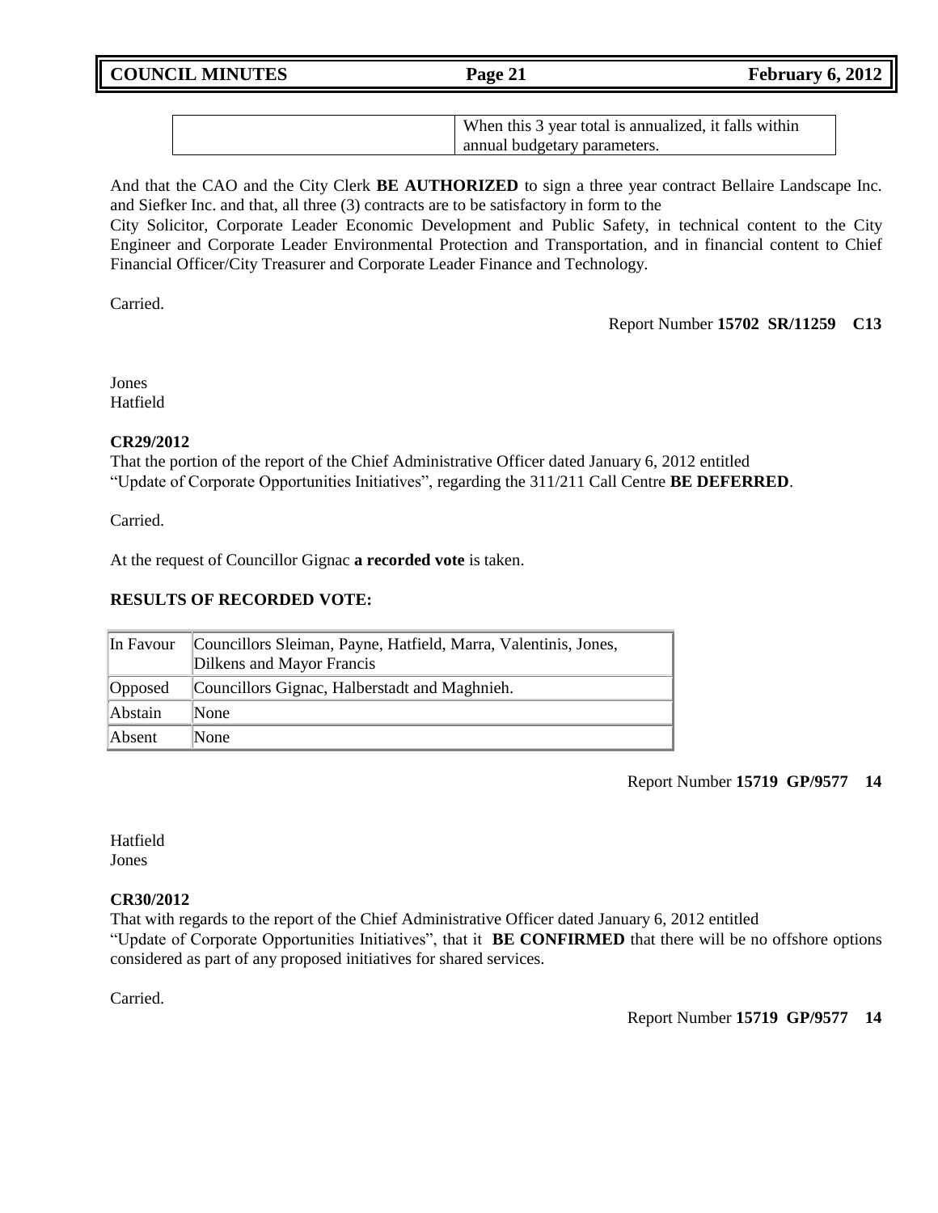| | When this 3 year total is annualized, it falls within annual budgetary parameters. |
|---|---|

And that the CAO and the City Clerk **BE AUTHORIZED** to sign a three year contract Bellaire Landscape Inc. and Siefker Inc. and that, all three (3) contracts are to be satisfactory in form to the City Solicitor, Corporate Leader Economic Development and Public Safety, in technical content to the City Engineer and Corporate Leader Environmental Protection and Transportation, and in financial content to Chief Financial Officer/City Treasurer and Corporate Leader Finance and Technology.

Carried.

Report Number **15702 SR/11259 C13**

Jones
Hatfield

**CR29/2012**
That the portion of the report of the Chief Administrative Officer dated January 6, 2012 entitled "Update of Corporate Opportunities Initiatives", regarding the 311/211 Call Centre **BE DEFERRED**.

Carried.

At the request of Councillor Gignac **a recorded vote** is taken.

**RESULTS OF RECORDED VOTE:**

| In Favour | Councillors Sleiman, Payne, Hatfield, Marra, Valentinis, Jones, Dilkens and Mayor Francis |
|---|---|
| Opposed | Councillors Gignac, Halberstadt and Maghnieh. |
| Abstain | None |
| Absent | None |

Report Number **15719 GP/9577 14**

Hatfield
Jones

**CR30/2012**
That with regards to the report of the Chief Administrative Officer dated January 6, 2012 entitled "Update of Corporate Opportunities Initiatives", that it **BE CONFIRMED** that there will be no offshore options considered as part of any proposed initiatives for shared services.

Carried.

Report Number **15719 GP/9577 14**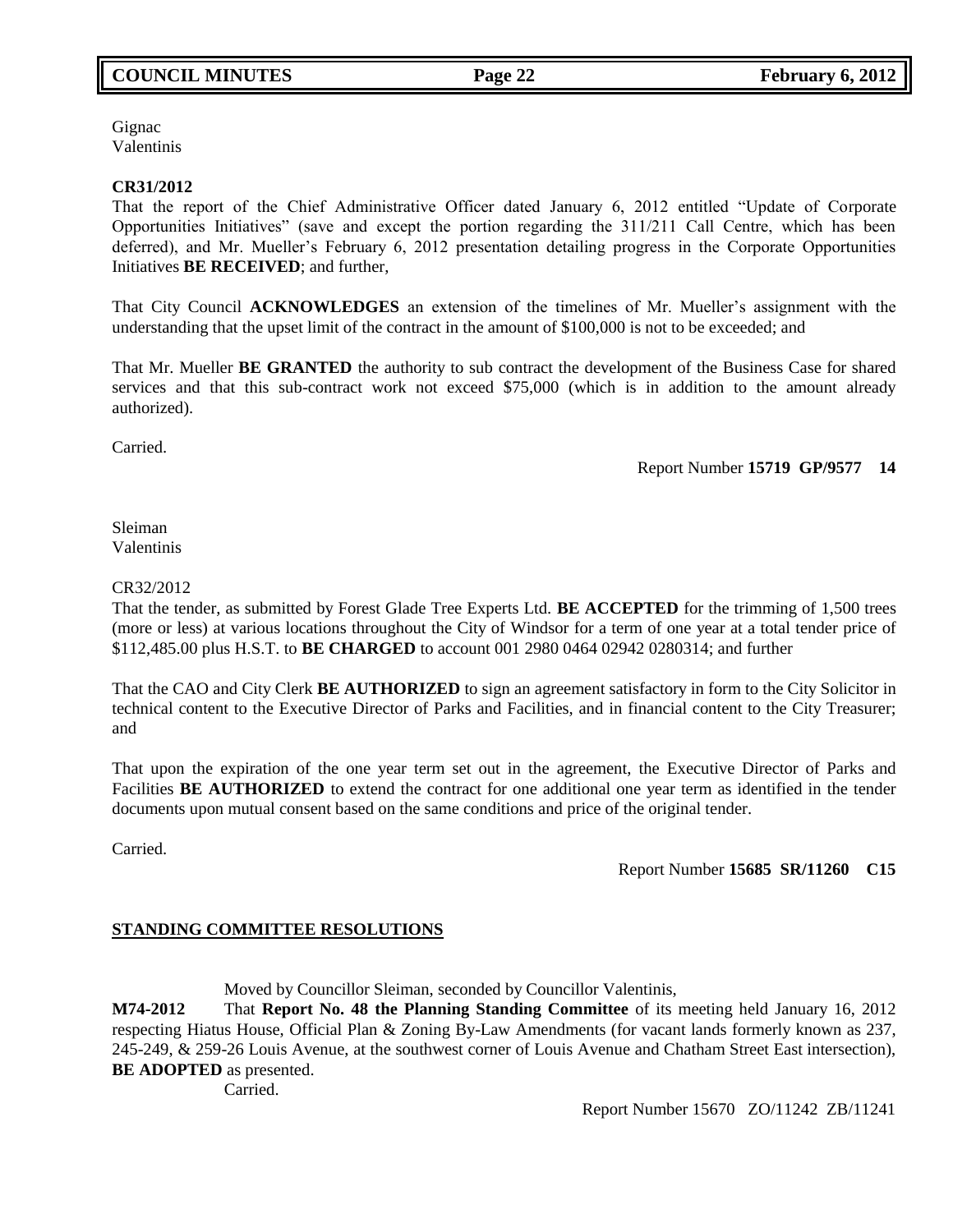Gignac
Valentinis

**CR31/2012**
That the report of the Chief Administrative Officer dated January 6, 2012 entitled "Update of Corporate Opportunities Initiatives" (save and except the portion regarding the 311/211 Call Centre, which has been deferred), and Mr. Mueller's February 6, 2012 presentation detailing progress in the Corporate Opportunities Initiatives **BE RECEIVED**; and further,

That City Council **ACKNOWLEDGES** an extension of the timelines of Mr. Mueller's assignment with the understanding that the upset limit of the contract in the amount of $100,000 is not to be exceeded; and

That Mr. Mueller **BE GRANTED** the authority to sub contract the development of the Business Case for shared services and that this sub-contract work not exceed $75,000 (which is in addition to the amount already authorized).

Carried.

Report Number **15719 GP/9577 14**

Sleiman
Valentinis

CR32/2012
That the tender, as submitted by Forest Glade Tree Experts Ltd. **BE ACCEPTED** for the trimming of 1,500 trees (more or less) at various locations throughout the City of Windsor for a term of one year at a total tender price of $112,485.00 plus H.S.T. to **BE CHARGED** to account 001 2980 0464 02942 0280314; and further

That the CAO and City Clerk **BE AUTHORIZED** to sign an agreement satisfactory in form to the City Solicitor in technical content to the Executive Director of Parks and Facilities, and in financial content to the City Treasurer; and

That upon the expiration of the one year term set out in the agreement, the Executive Director of Parks and Facilities **BE AUTHORIZED** to extend the contract for one additional one year term as identified in the tender documents upon mutual consent based on the same conditions and price of the original tender.

Carried.

Report Number **15685 SR/11260 C15**

**STANDING COMMITTEE RESOLUTIONS**

Moved by Councillor Sleiman, seconded by Councillor Valentinis,

**M74-2012** That **Report No. 48 the Planning Standing Committee** of its meeting held January 16, 2012 respecting Hiatus House, Official Plan & Zoning By-Law Amendments (for vacant lands formerly known as 237, 245-249, & 259-26 Louis Avenue, at the southwest corner of Louis Avenue and Chatham Street East intersection), **BE ADOPTED** as presented.

Carried.

Report Number 15670 ZO/11242 ZB/11241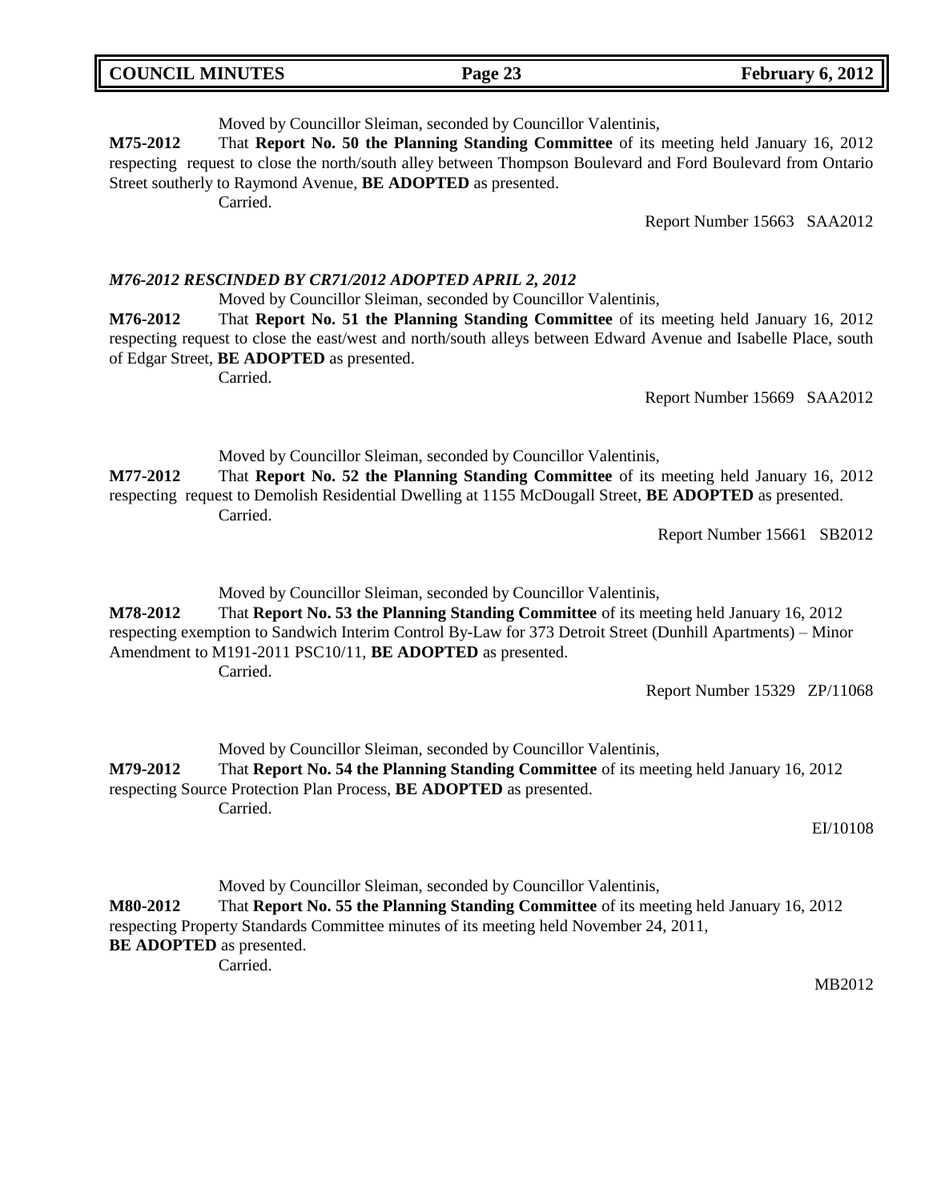Moved by Councillor Sleiman, seconded by Councillor Valentinis,

**M75-2012** That **Report No. 50 the Planning Standing Committee** of its meeting held January 16, 2012 respecting request to close the north/south alley between Thompson Boulevard and Ford Boulevard from Ontario Street southerly to Raymond Avenue, **BE ADOPTED** as presented.

Carried.

Report Number 15663 SAA2012

***M76-2012 RESCINDED BY CR71/2012 ADOPTED APRIL 2, 2012***

Moved by Councillor Sleiman, seconded by Councillor Valentinis,

**M76-2012** That **Report No. 51 the Planning Standing Committee** of its meeting held January 16, 2012 respecting request to close the east/west and north/south alleys between Edward Avenue and Isabelle Place, south of Edgar Street, **BE ADOPTED** as presented.

Carried.

Report Number 15669 SAA2012

Moved by Councillor Sleiman, seconded by Councillor Valentinis,

**M77-2012** That **Report No. 52 the Planning Standing Committee** of its meeting held January 16, 2012 respecting request to Demolish Residential Dwelling at 1155 McDougall Street, **BE ADOPTED** as presented.

Carried.

Report Number 15661 SB2012

Moved by Councillor Sleiman, seconded by Councillor Valentinis,

**M78-2012** That **Report No. 53 the Planning Standing Committee** of its meeting held January 16, 2012 respecting exemption to Sandwich Interim Control By-Law for 373 Detroit Street (Dunhill Apartments) – Minor Amendment to M191-2011 PSC10/11, **BE ADOPTED** as presented.

Carried.

Report Number 15329 ZP/11068

Moved by Councillor Sleiman, seconded by Councillor Valentinis,

**M79-2012** That **Report No. 54 the Planning Standing Committee** of its meeting held January 16, 2012 respecting Source Protection Plan Process, **BE ADOPTED** as presented.

Carried.

EI/10108

Moved by Councillor Sleiman, seconded by Councillor Valentinis,

**M80-2012** That **Report No. 55 the Planning Standing Committee** of its meeting held January 16, 2012 respecting Property Standards Committee minutes of its meeting held November 24, 2011, **BE ADOPTED** as presented.

Carried.

MB2012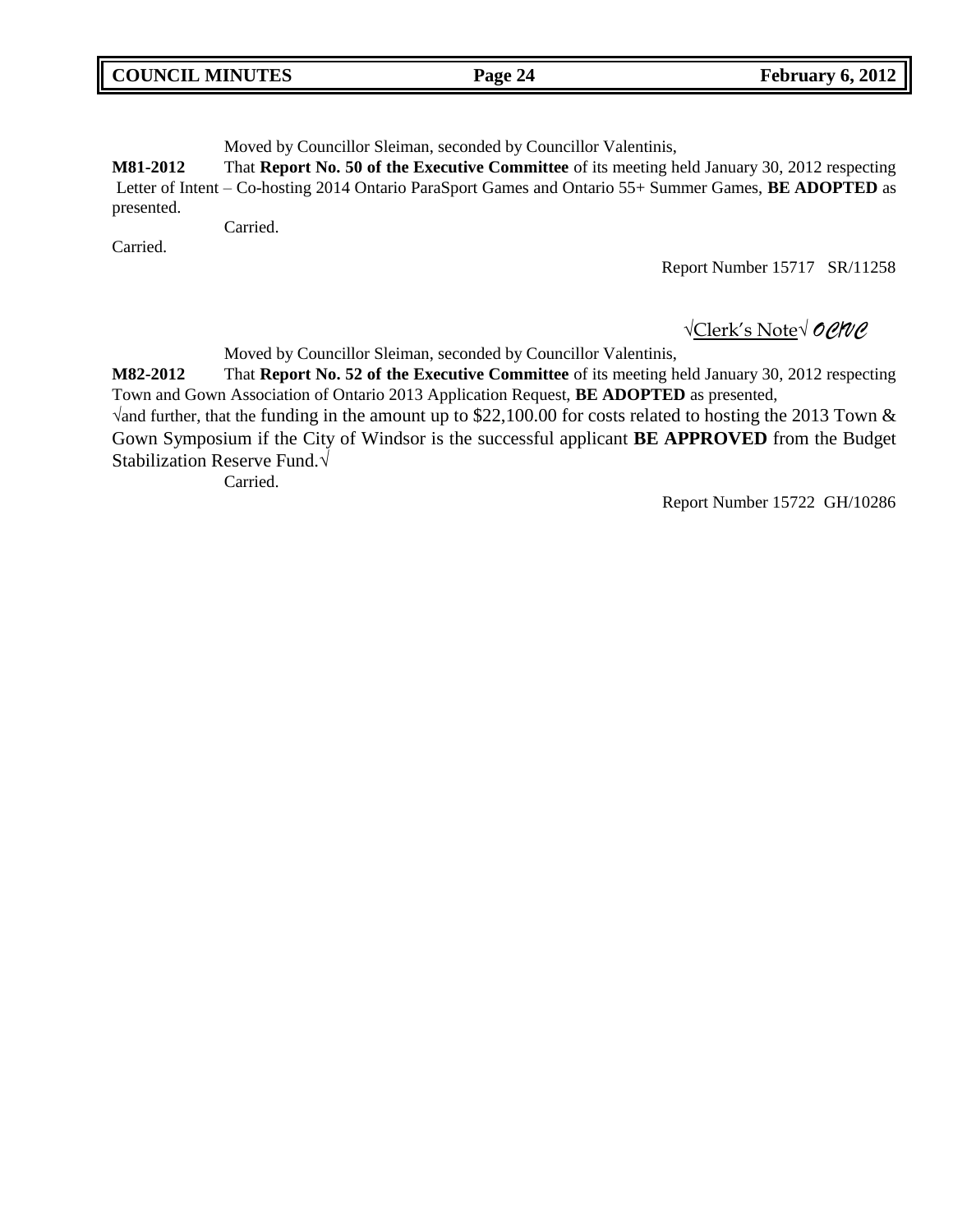Moved by Councillor Sleiman, seconded by Councillor Valentinis,

**M81-2012** That **Report No. 50 of the Executive Committee** of its meeting held January 30, 2012 respecting Letter of Intent – Co-hosting 2014 Ontario ParaSport Games and Ontario 55+ Summer Games, **BE ADOPTED** as presented.

Carried.

Carried.

Report Number 15717 SR/11258

√Clerk's Note√ *OCVC*

Moved by Councillor Sleiman, seconded by Councillor Valentinis,

**M82-2012** That **Report No. 52 of the Executive Committee** of its meeting held January 30, 2012 respecting Town and Gown Association of Ontario 2013 Application Request, **BE ADOPTED** as presented,

√and further, that the funding in the amount up to $22,100.00 for costs related to hosting the 2013 Town & Gown Symposium if the City of Windsor is the successful applicant **BE APPROVED** from the Budget Stabilization Reserve Fund.√

Carried.

Report Number 15722 GH/10286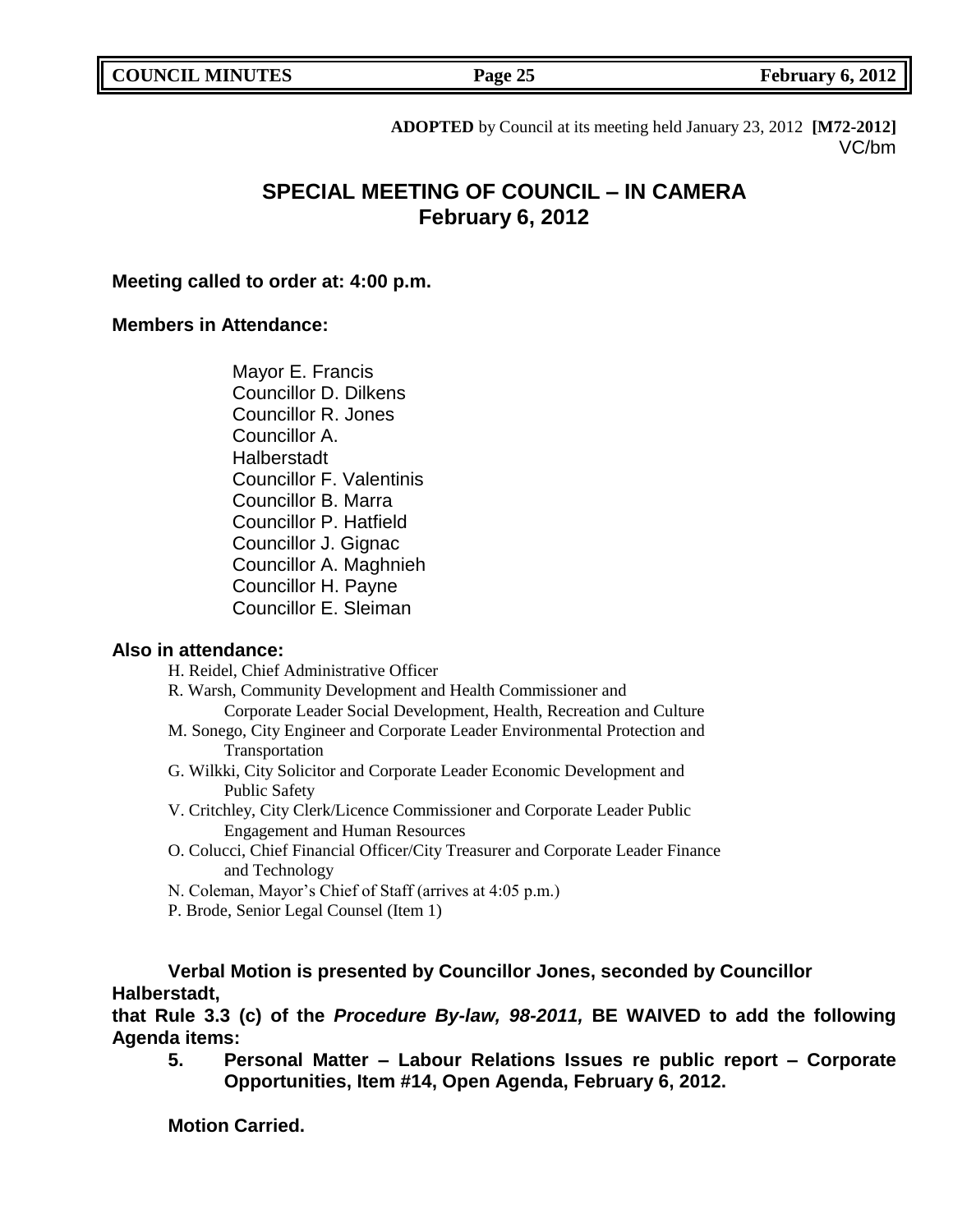**ADOPTED** by Council at its meeting held January 23, 2012 **[M72-2012]**
VC/bm

## SPECIAL MEETING OF COUNCIL – IN CAMERA
## February 6, 2012

**Meeting called to order at: 4:00 p.m.**

**Members in Attendance:**

Mayor E. Francis
Councillor D. Dilkens
Councillor R. Jones
Councillor A. Halberstadt
Councillor F. Valentinis
Councillor B. Marra
Councillor P. Hatfield
Councillor J. Gignac
Councillor A. Maghnieh
Councillor H. Payne
Councillor E. Sleiman

**Also in attendance:**

H. Reidel, Chief Administrative Officer
R. Warsh, Community Development and Health Commissioner and Corporate Leader Social Development, Health, Recreation and Culture
M. Sonego, City Engineer and Corporate Leader Environmental Protection and Transportation
G. Wilkki, City Solicitor and Corporate Leader Economic Development and Public Safety
V. Critchley, City Clerk/Licence Commissioner and Corporate Leader Public Engagement and Human Resources
O. Colucci, Chief Financial Officer/City Treasurer and Corporate Leader Finance and Technology
N. Coleman, Mayor's Chief of Staff (arrives at 4:05 p.m.)
P. Brode, Senior Legal Counsel (Item 1)

**Verbal Motion is presented by Councillor Jones, seconded by Councillor Halberstadt,**
**that Rule 3.3 (c) of the *Procedure By-law, 98-2011,* BE WAIVED to add the following Agenda items:**

**5. Personal Matter – Labour Relations Issues re public report – Corporate Opportunities, Item #14, Open Agenda, February 6, 2012.**

**Motion Carried.**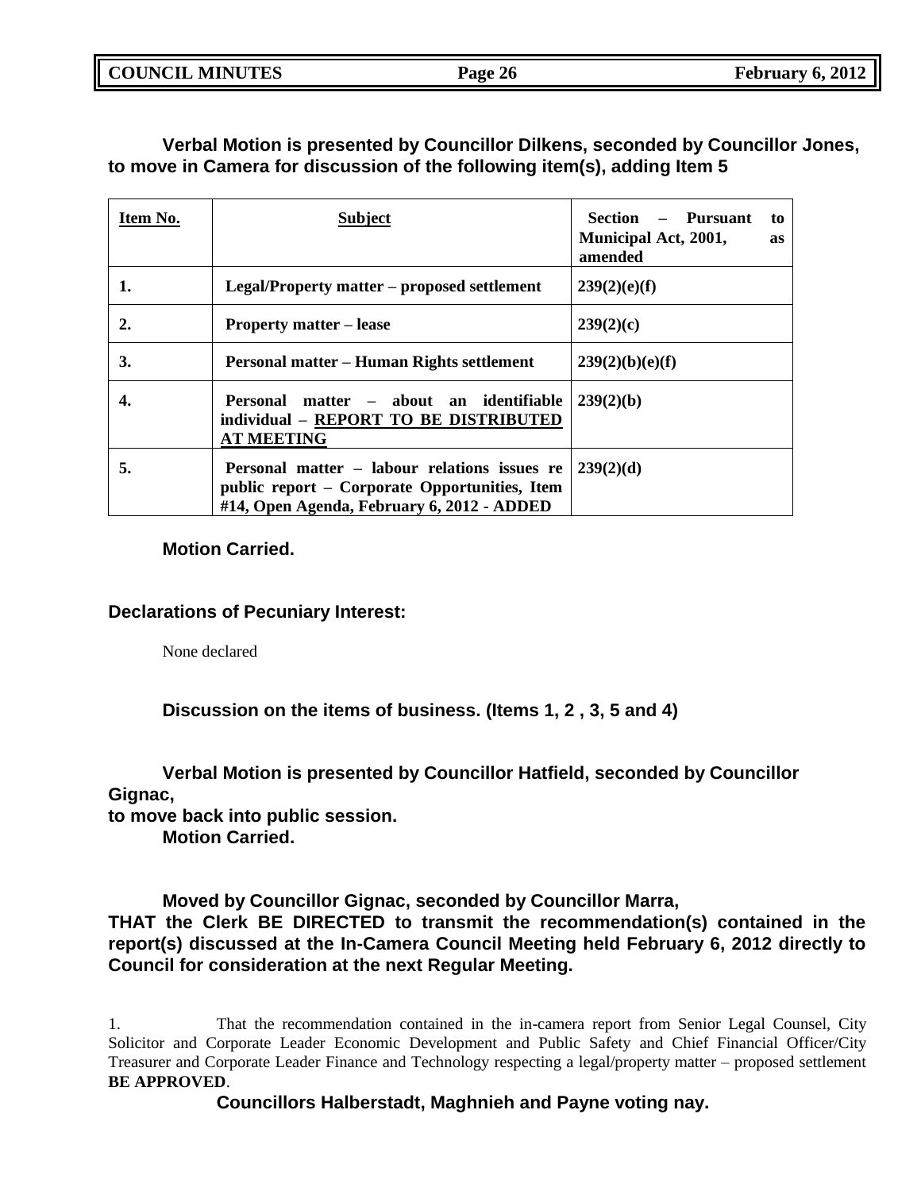**Verbal Motion is presented by Councillor Dilkens, seconded by Councillor Jones, to move in Camera for discussion of the following item(s), adding Item 5**

| Item No. | Subject | Section – Pursuant to Municipal Act, 2001, as amended |
|---|---|---|
| **1.** | **Legal/Property matter – proposed settlement** | **239(2)(e)(f)** |
| **2.** | **Property matter – lease** | **239(2)(c)** |
| **3.** | **Personal matter – Human Rights settlement** | **239(2)(b)(e)(f)** |
| **4.** | **Personal matter – about an identifiable individual – REPORT TO BE DISTRIBUTED AT MEETING** | **239(2)(b)** |
| **5.** | **Personal matter – labour relations issues re public report – Corporate Opportunities, Item #14, Open Agenda, February 6, 2012 - ADDED** | **239(2)(d)** |

**Motion Carried.**

**Declarations of Pecuniary Interest:**

None declared

**Discussion on the items of business. (Items 1, 2 , 3, 5 and 4)**

**Verbal Motion is presented by Councillor Hatfield, seconded by Councillor Gignac,**
**to move back into public session.**
**Motion Carried.**

**Moved by Councillor Gignac, seconded by Councillor Marra,**
**THAT the Clerk BE DIRECTED to transmit the recommendation(s) contained in the report(s) discussed at the In-Camera Council Meeting held February 6, 2012 directly to Council for consideration at the next Regular Meeting.**

1. That the recommendation contained in the in-camera report from Senior Legal Counsel, City Solicitor and Corporate Leader Economic Development and Public Safety and Chief Financial Officer/City Treasurer and Corporate Leader Finance and Technology respecting a legal/property matter – proposed settlement **BE APPROVED**.

**Councillors Halberstadt, Maghnieh and Payne voting nay.**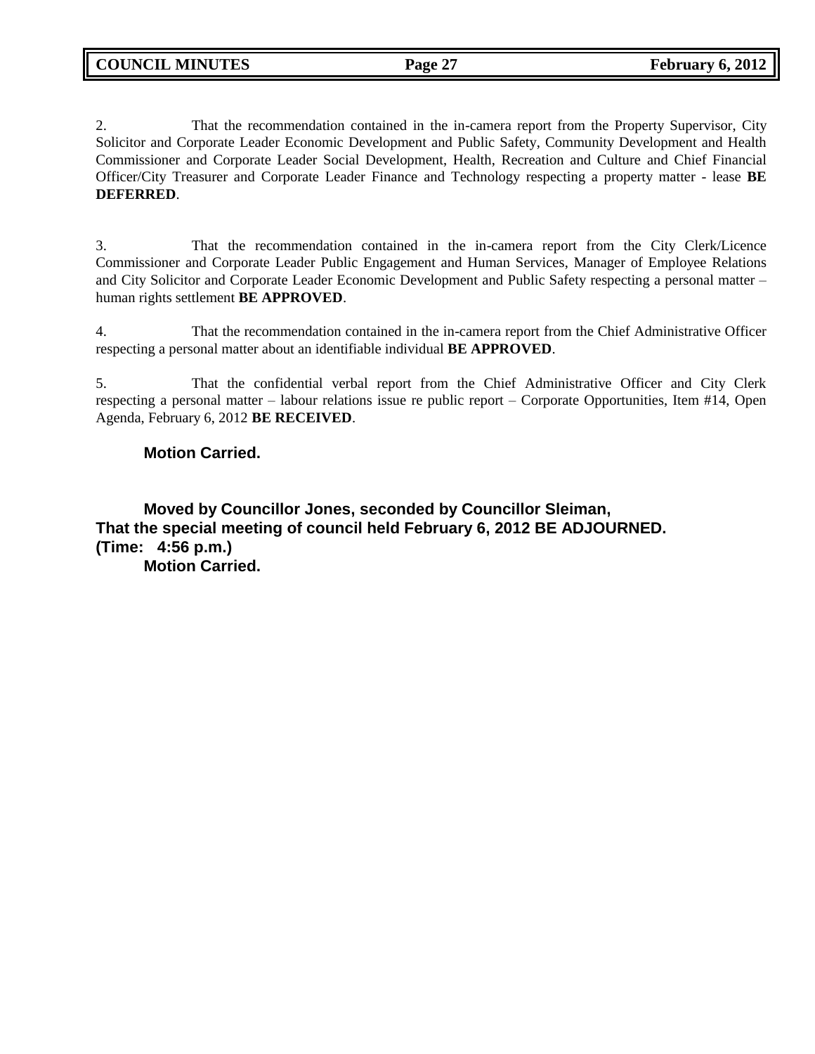2. That the recommendation contained in the in-camera report from the Property Supervisor, City Solicitor and Corporate Leader Economic Development and Public Safety, Community Development and Health Commissioner and Corporate Leader Social Development, Health, Recreation and Culture and Chief Financial Officer/City Treasurer and Corporate Leader Finance and Technology respecting a property matter - lease **BE DEFERRED**.

3. That the recommendation contained in the in-camera report from the City Clerk/Licence Commissioner and Corporate Leader Public Engagement and Human Services, Manager of Employee Relations and City Solicitor and Corporate Leader Economic Development and Public Safety respecting a personal matter – human rights settlement **BE APPROVED**.

4. That the recommendation contained in the in-camera report from the Chief Administrative Officer respecting a personal matter about an identifiable individual **BE APPROVED**.

5. That the confidential verbal report from the Chief Administrative Officer and City Clerk respecting a personal matter – labour relations issue re public report – Corporate Opportunities, Item #14, Open Agenda, February 6, 2012 **BE RECEIVED**.

**Motion Carried.**

**Moved by Councillor Jones, seconded by Councillor Sleiman,**
**That the special meeting of council held February 6, 2012 BE ADJOURNED.**
**(Time: 4:56 p.m.)**
**Motion Carried.**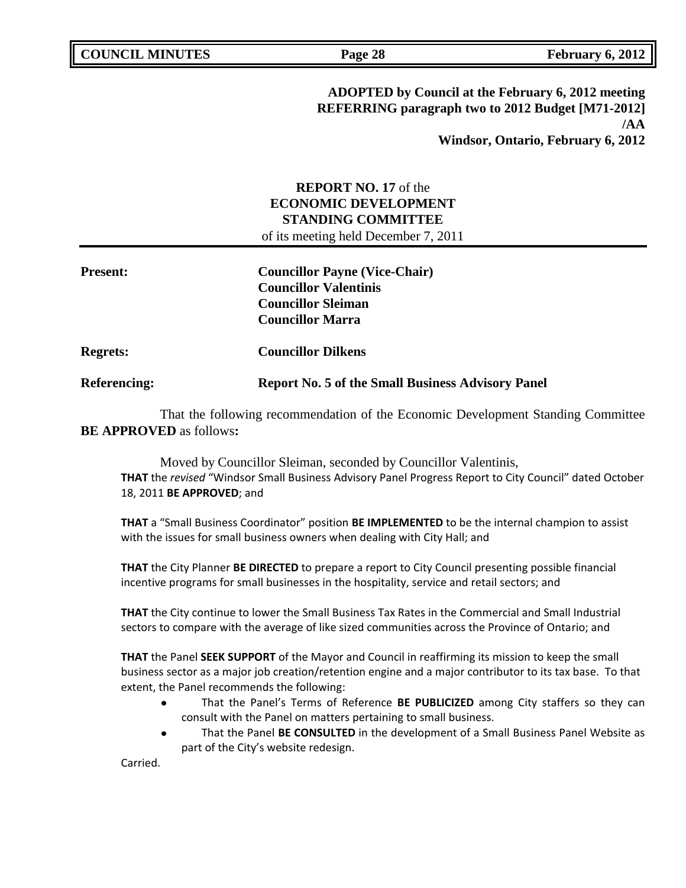**ADOPTED by Council at the February 6, 2012 meeting**
**REFERRING paragraph two to 2012 Budget [M71-2012]**
**/AA**
**Windsor, Ontario, February 6, 2012**

**REPORT NO. 17** of the
**ECONOMIC DEVELOPMENT**
**STANDING COMMITTEE**
of its meeting held December 7, 2011

**Present:** **Councillor Payne (Vice-Chair)**
**Councillor Valentinis**
**Councillor Sleiman**
**Councillor Marra**

**Regrets:** **Councillor Dilkens**

**Referencing:** **Report No. 5 of the Small Business Advisory Panel**

That the following recommendation of the Economic Development Standing Committee **BE APPROVED** as follows**:**

Moved by Councillor Sleiman, seconded by Councillor Valentinis,

**THAT** the *revised* "Windsor Small Business Advisory Panel Progress Report to City Council" dated October 18, 2011 **BE APPROVED**; and

**THAT** a "Small Business Coordinator" position **BE IMPLEMENTED** to be the internal champion to assist with the issues for small business owners when dealing with City Hall; and

**THAT** the City Planner **BE DIRECTED** to prepare a report to City Council presenting possible financial incentive programs for small businesses in the hospitality, service and retail sectors; and

**THAT** the City continue to lower the Small Business Tax Rates in the Commercial and Small Industrial sectors to compare with the average of like sized communities across the Province of Ontario; and

**THAT** the Panel **SEEK SUPPORT** of the Mayor and Council in reaffirming its mission to keep the small business sector as a major job creation/retention engine and a major contributor to its tax base. To that extent, the Panel recommends the following:

- That the Panel's Terms of Reference **BE PUBLICIZED** among City staffers so they can consult with the Panel on matters pertaining to small business.
- That the Panel **BE CONSULTED** in the development of a Small Business Panel Website as part of the City's website redesign.

Carried.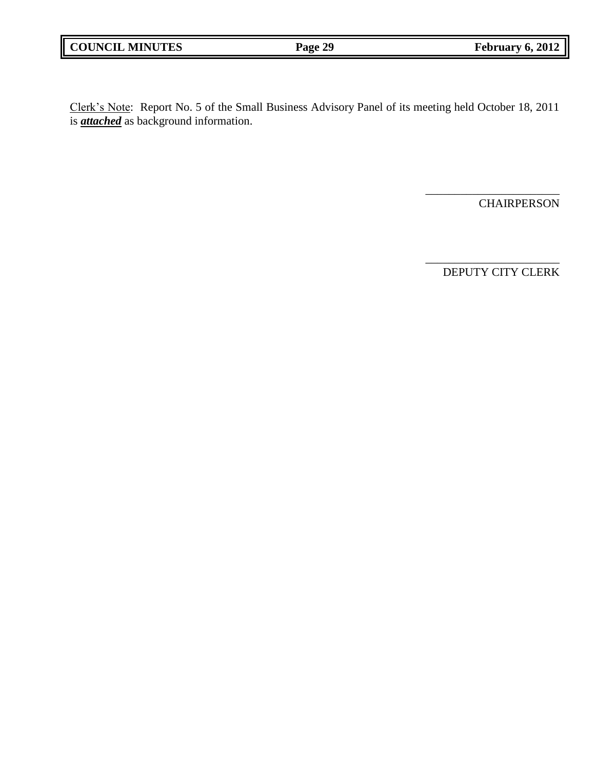Clerk's Note: Report No. 5 of the Small Business Advisory Panel of its meeting held October 18, 2011 is ***attached*** as background information.

\_\_\_\_\_\_\_\_\_\_\_\_\_\_\_\_\_\_\_\_\_\_\_\_

CHAIRPERSON

\_\_\_\_\_\_\_\_\_\_\_\_\_\_\_\_\_\_\_\_\_\_\_\_

DEPUTY CITY CLERK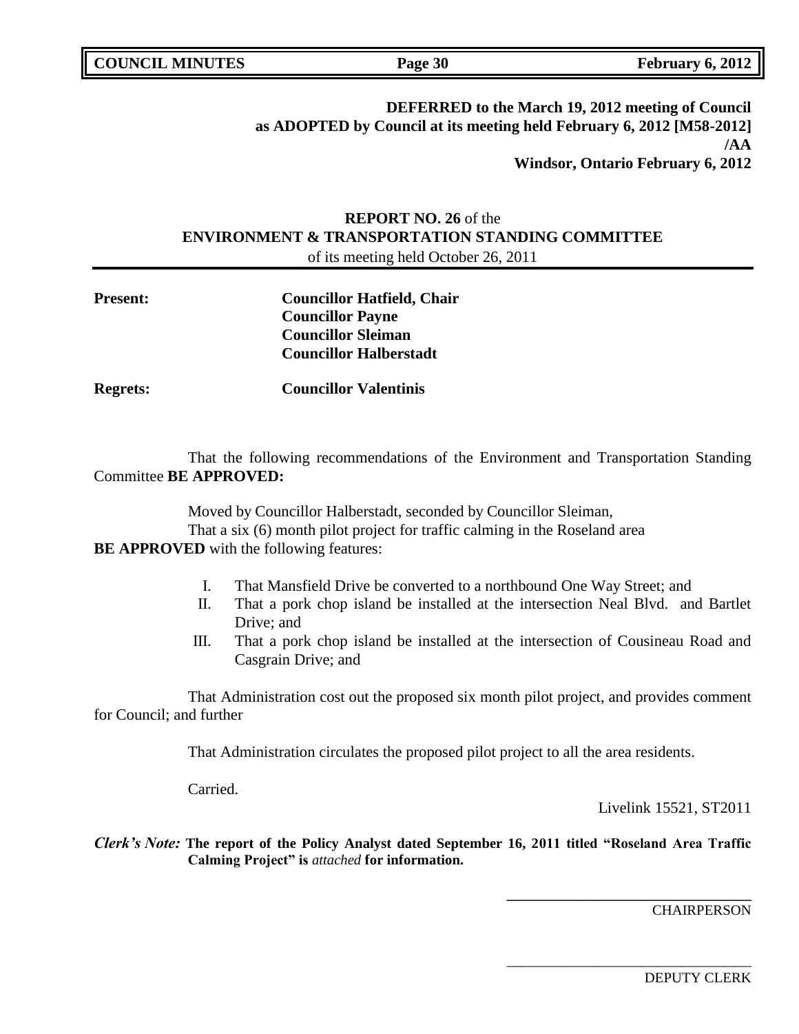**DEFERRED to the March 19, 2012 meeting of Council as ADOPTED by Council at its meeting held February 6, 2012 [M58-2012] /AA**
**Windsor, Ontario February 6, 2012**

**REPORT NO. 26** of the
**ENVIRONMENT & TRANSPORTATION STANDING COMMITTEE**
of its meeting held October 26, 2011

**Present:** **Councillor Hatfield, Chair**
**Councillor Payne**
**Councillor Sleiman**
**Councillor Halberstadt**

**Regrets:** **Councillor Valentinis**

That the following recommendations of the Environment and Transportation Standing Committee **BE APPROVED:**

Moved by Councillor Halberstadt, seconded by Councillor Sleiman,
That a six (6) month pilot project for traffic calming in the Roseland area **BE APPROVED** with the following features:

I. That Mansfield Drive be converted to a northbound One Way Street; and
II. That a pork chop island be installed at the intersection Neal Blvd. and Bartlet Drive; and
III. That a pork chop island be installed at the intersection of Cousineau Road and Casgrain Drive; and

That Administration cost out the proposed six month pilot project, and provides comment for Council; and further

That Administration circulates the proposed pilot project to all the area residents.

Carried.

Livelink 15521, ST2011

***Clerk's Note:*** **The report of the Policy Analyst dated September 16, 2011 titled "Roseland Area Traffic Calming Project" is** ***attached*** **for information.**

\_\_\_\_\_\_\_\_\_\_\_\_\_\_\_\_\_\_\_\_\_\_\_\_\_\_\_\_\_\_\_\_\_\_
CHAIRPERSON

\_\_\_\_\_\_\_\_\_\_\_\_\_\_\_\_\_\_\_\_\_\_\_\_\_\_\_\_\_\_\_\_\_\_
DEPUTY CLERK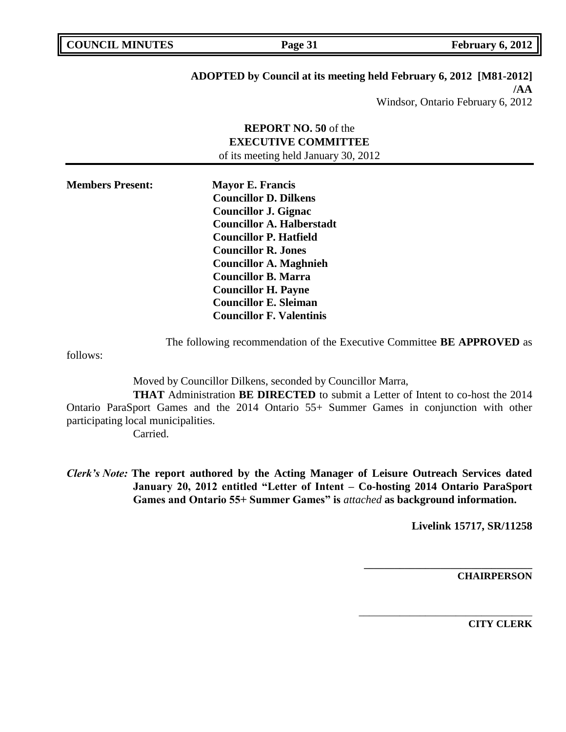**ADOPTED by Council at its meeting held February 6, 2012 [M81-2012]**
**/AA**
Windsor, Ontario February 6, 2012

**REPORT NO. 50** of the
**EXECUTIVE COMMITTEE**
of its meeting held January 30, 2012

**Members Present:**

**Mayor E. Francis**
**Councillor D. Dilkens**
**Councillor J. Gignac**
**Councillor A. Halberstadt**
**Councillor P. Hatfield**
**Councillor R. Jones**
**Councillor A. Maghnieh**
**Councillor B. Marra**
**Councillor H. Payne**
**Councillor E. Sleiman**
**Councillor F. Valentinis**

The following recommendation of the Executive Committee **BE APPROVED** as follows:

Moved by Councillor Dilkens, seconded by Councillor Marra,

**THAT** Administration **BE DIRECTED** to submit a Letter of Intent to co-host the 2014 Ontario ParaSport Games and the 2014 Ontario 55+ Summer Games in conjunction with other participating local municipalities.

Carried.

***Clerk's Note:*** **The report authored by the Acting Manager of Leisure Outreach Services dated January 20, 2012 entitled "Letter of Intent – Co-hosting 2014 Ontario ParaSport Games and Ontario 55+ Summer Games" is** *attached* **as background information.**

**Livelink 15717, SR/11258**

\_\_\_\_\_\_\_\_\_\_\_\_\_\_\_\_\_\_\_\_\_\_\_\_\_\_\_\_\_\_\_\_
**CHAIRPERSON**

\_\_\_\_\_\_\_\_\_\_\_\_\_\_\_\_\_\_\_\_\_\_\_\_\_\_\_\_\_\_\_\_
**CITY CLERK**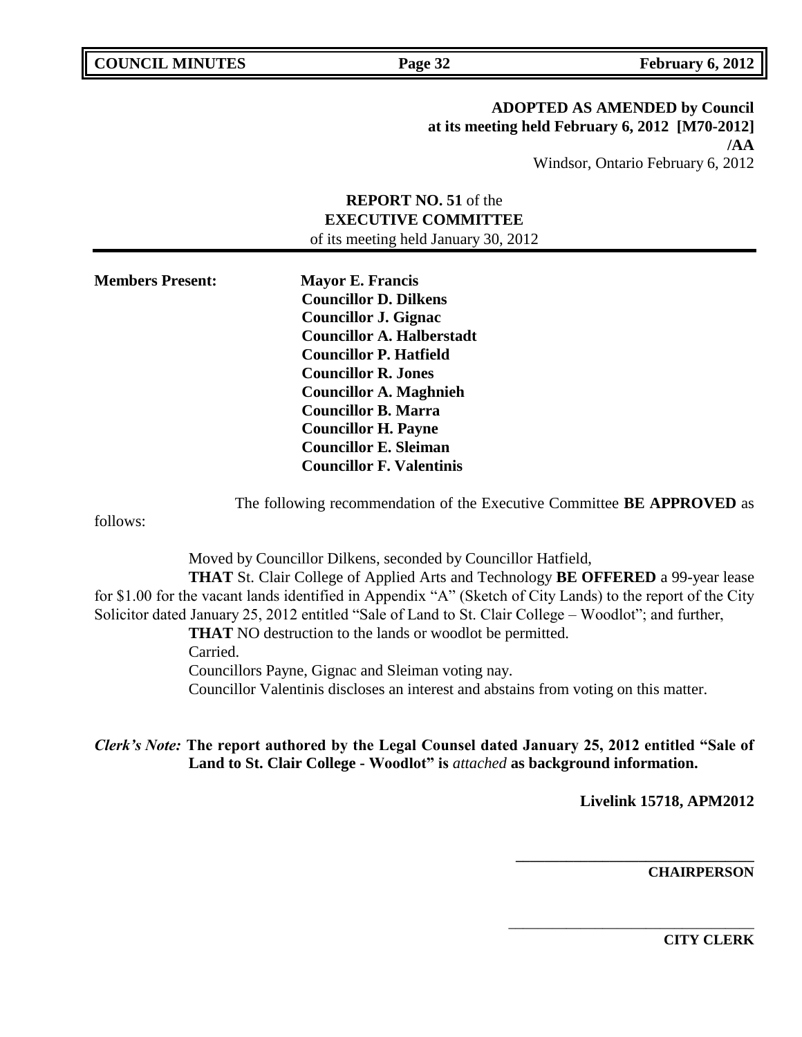**ADOPTED AS AMENDED by Council at its meeting held February 6, 2012 [M70-2012] /AA**

Windsor, Ontario February 6, 2012

**REPORT NO. 51** of the
**EXECUTIVE COMMITTEE**
of its meeting held January 30, 2012

**Members Present:**

**Mayor E. Francis**
**Councillor D. Dilkens**
**Councillor J. Gignac**
**Councillor A. Halberstadt**
**Councillor P. Hatfield**
**Councillor R. Jones**
**Councillor A. Maghnieh**
**Councillor B. Marra**
**Councillor H. Payne**
**Councillor E. Sleiman**
**Councillor F. Valentinis**

The following recommendation of the Executive Committee **BE APPROVED** as follows:

Moved by Councillor Dilkens, seconded by Councillor Hatfield,

**THAT** St. Clair College of Applied Arts and Technology **BE OFFERED** a 99-year lease for $1.00 for the vacant lands identified in Appendix "A" (Sketch of City Lands) to the report of the City Solicitor dated January 25, 2012 entitled "Sale of Land to St. Clair College – Woodlot"; and further,

**THAT** NO destruction to the lands or woodlot be permitted.

Carried.

Councillors Payne, Gignac and Sleiman voting nay.

Councillor Valentinis discloses an interest and abstains from voting on this matter.

*Clerk's Note:* **The report authored by the Legal Counsel dated January 25, 2012 entitled "Sale of Land to St. Clair College - Woodlot" is** *attached* **as background information.**

**Livelink 15718, APM2012**

\_\_\_\_\_\_\_\_\_\_\_\_\_\_\_\_\_\_\_\_\_\_\_\_\_\_\_\_\_\_\_\_
**CHAIRPERSON**

\_\_\_\_\_\_\_\_\_\_\_\_\_\_\_\_\_\_\_\_\_\_\_\_\_\_\_\_\_\_\_\_
**CITY CLERK**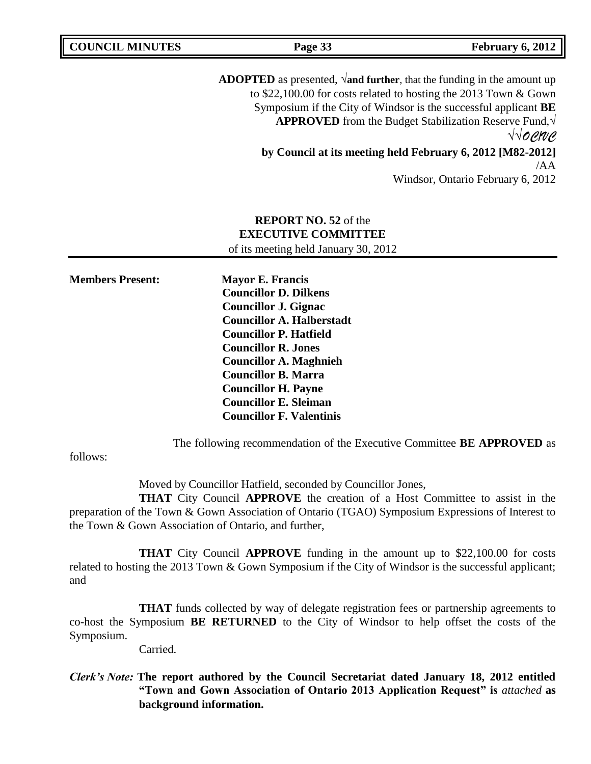**ADOPTED** as presented, √**and further**, that the funding in the amount up to $22,100.00 for costs related to hosting the 2013 Town & Gown Symposium if the City of Windsor is the successful applicant **BE APPROVED** from the Budget Stabilization Reserve Fund,√
√√*ocnc*
**by Council at its meeting held February 6, 2012 [M82-2012]**
/AA
Windsor, Ontario February 6, 2012

**REPORT NO. 52** of the
**EXECUTIVE COMMITTEE**
of its meeting held January 30, 2012

**Members Present:**

**Mayor E. Francis**
**Councillor D. Dilkens**
**Councillor J. Gignac**
**Councillor A. Halberstadt**
**Councillor P. Hatfield**
**Councillor R. Jones**
**Councillor A. Maghnieh**
**Councillor B. Marra**
**Councillor H. Payne**
**Councillor E. Sleiman**
**Councillor F. Valentinis**

The following recommendation of the Executive Committee **BE APPROVED** as follows:

Moved by Councillor Hatfield, seconded by Councillor Jones,

**THAT** City Council **APPROVE** the creation of a Host Committee to assist in the preparation of the Town & Gown Association of Ontario (TGAO) Symposium Expressions of Interest to the Town & Gown Association of Ontario, and further,

**THAT** City Council **APPROVE** funding in the amount up to $22,100.00 for costs related to hosting the 2013 Town & Gown Symposium if the City of Windsor is the successful applicant; and

**THAT** funds collected by way of delegate registration fees or partnership agreements to co-host the Symposium **BE RETURNED** to the City of Windsor to help offset the costs of the Symposium.

Carried.

***Clerk's Note:*** **The report authored by the Council Secretariat dated January 18, 2012 entitled "Town and Gown Association of Ontario 2013 Application Request" is** ***attached*** **as background information.**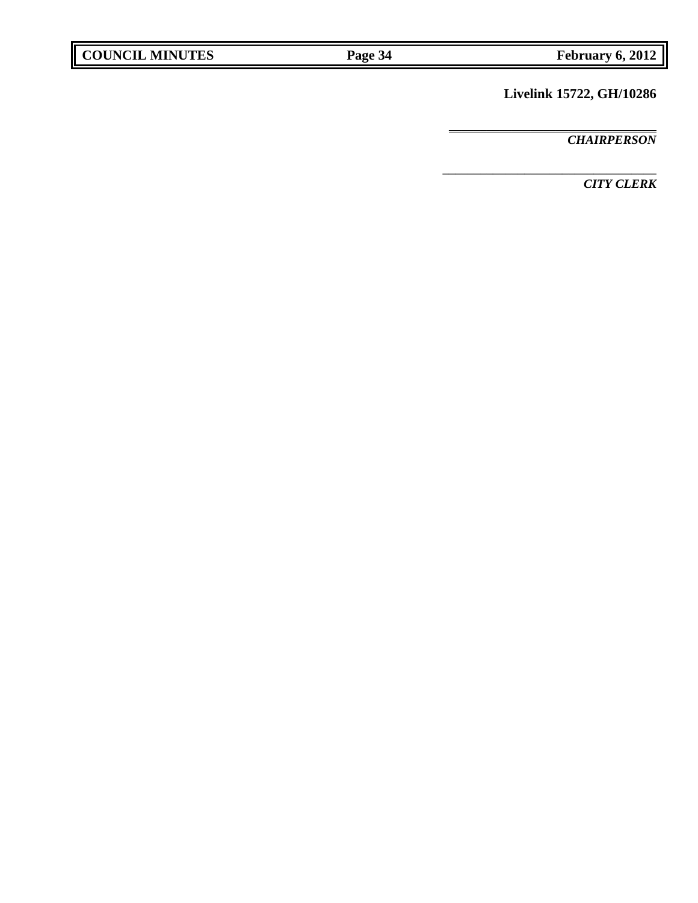**Livelink 15722, GH/10286**

---

*CHAIRPERSON*

---

*CITY CLERK*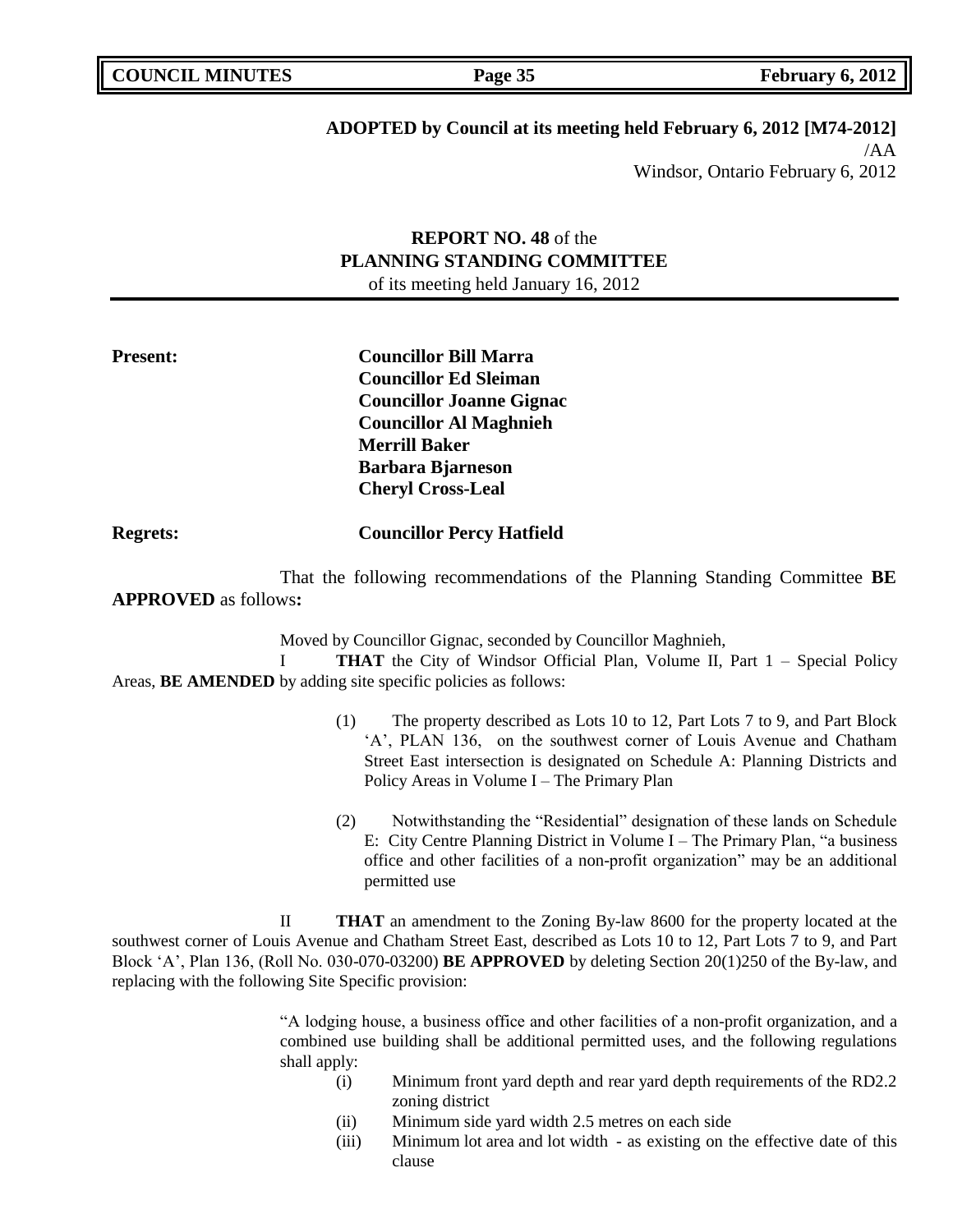**ADOPTED by Council at its meeting held February 6, 2012 [M74-2012]**
/AA
Windsor, Ontario February 6, 2012

**REPORT NO. 48** of the
**PLANNING STANDING COMMITTEE**
of its meeting held January 16, 2012

**Present:** **Councillor Bill Marra**
**Councillor Ed Sleiman**
**Councillor Joanne Gignac**
**Councillor Al Maghnieh**
**Merrill Baker**
**Barbara Bjarneson**
**Cheryl Cross-Leal**

**Regrets:** **Councillor Percy Hatfield**

That the following recommendations of the Planning Standing Committee **BE APPROVED** as follows**:**

Moved by Councillor Gignac, seconded by Councillor Maghnieh,

I **THAT** the City of Windsor Official Plan, Volume II, Part 1 – Special Policy Areas, **BE AMENDED** by adding site specific policies as follows:

(1) The property described as Lots 10 to 12, Part Lots 7 to 9, and Part Block 'A', PLAN 136, on the southwest corner of Louis Avenue and Chatham Street East intersection is designated on Schedule A: Planning Districts and Policy Areas in Volume I – The Primary Plan

(2) Notwithstanding the "Residential" designation of these lands on Schedule E: City Centre Planning District in Volume I – The Primary Plan, "a business office and other facilities of a non-profit organization" may be an additional permitted use

II **THAT** an amendment to the Zoning By-law 8600 for the property located at the southwest corner of Louis Avenue and Chatham Street East, described as Lots 10 to 12, Part Lots 7 to 9, and Part Block 'A', Plan 136, (Roll No. 030-070-03200) **BE APPROVED** by deleting Section 20(1)250 of the By-law, and replacing with the following Site Specific provision:

"A lodging house, a business office and other facilities of a non-profit organization, and a combined use building shall be additional permitted uses, and the following regulations shall apply:

(i) Minimum front yard depth and rear yard depth requirements of the RD2.2 zoning district
(ii) Minimum side yard width 2.5 metres on each side
(iii) Minimum lot area and lot width - as existing on the effective date of this clause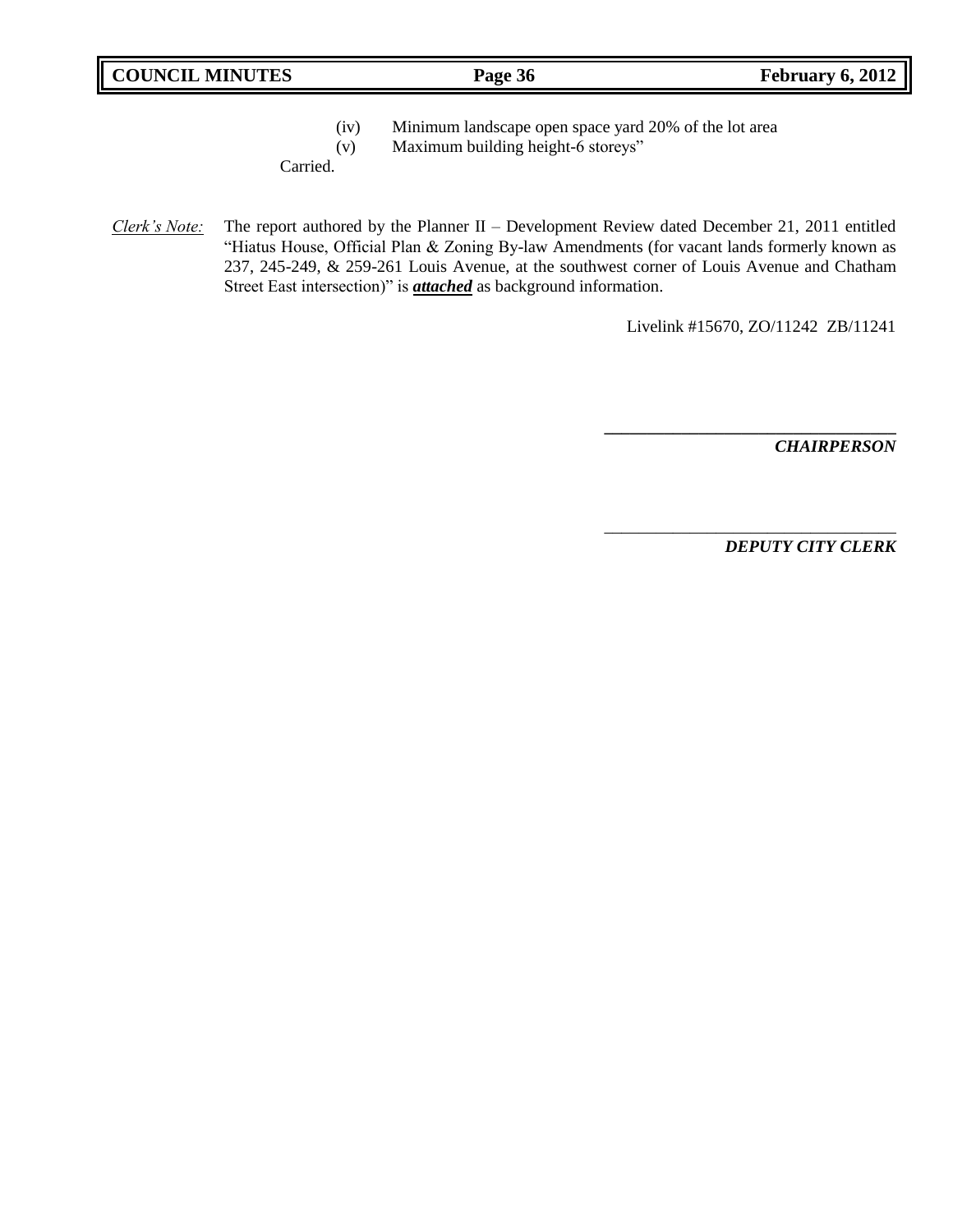(iv) Minimum landscape open space yard 20% of the lot area
(v) Maximum building height-6 storeys"

Carried.

*Clerk's Note:* The report authored by the Planner II – Development Review dated December 21, 2011 entitled "Hiatus House, Official Plan & Zoning By-law Amendments (for vacant lands formerly known as 237, 245-249, & 259-261 Louis Avenue, at the southwest corner of Louis Avenue and Chatham Street East intersection)" is ***attached*** as background information.

Livelink #15670, ZO/11242 ZB/11241

\_\_\_\_\_\_\_\_\_\_\_\_\_\_\_\_\_\_\_\_\_\_\_\_\_\_\_\_\_\_\_\_\_\_

***CHAIRPERSON***

\_\_\_\_\_\_\_\_\_\_\_\_\_\_\_\_\_\_\_\_\_\_\_\_\_\_\_\_\_\_\_\_\_\_

***DEPUTY CITY CLERK***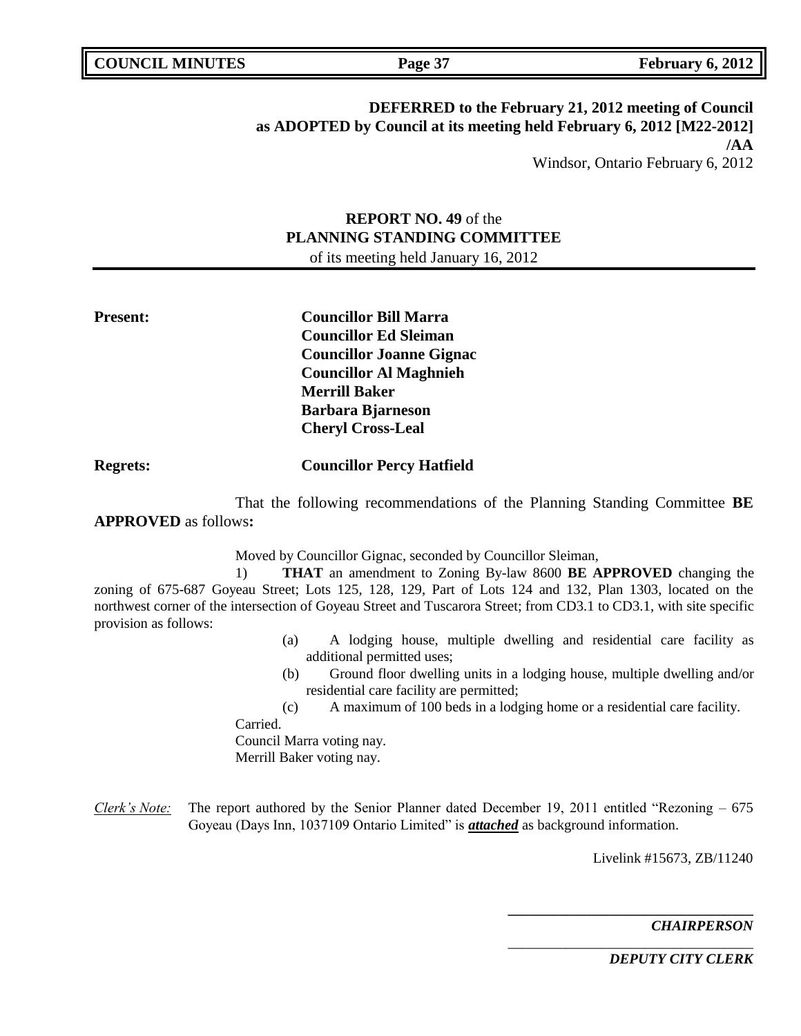**DEFERRED to the February 21, 2012 meeting of Council as ADOPTED by Council at its meeting held February 6, 2012 [M22-2012] /AA**

Windsor, Ontario February 6, 2012

## REPORT NO. 49 of the PLANNING STANDING COMMITTEE

of its meeting held January 16, 2012

**Present:**
**Councillor Bill Marra**
**Councillor Ed Sleiman**
**Councillor Joanne Gignac**
**Councillor Al Maghnieh**
**Merrill Baker**
**Barbara Bjarneson**
**Cheryl Cross-Leal**

**Regrets:** **Councillor Percy Hatfield**

That the following recommendations of the Planning Standing Committee **BE APPROVED** as follows**:**

Moved by Councillor Gignac, seconded by Councillor Sleiman,

1) **THAT** an amendment to Zoning By-law 8600 **BE APPROVED** changing the zoning of 675-687 Goyeau Street; Lots 125, 128, 129, Part of Lots 124 and 132, Plan 1303, located on the northwest corner of the intersection of Goyeau Street and Tuscarora Street; from CD3.1 to CD3.1, with site specific provision as follows:

(a) A lodging house, multiple dwelling and residential care facility as additional permitted uses;

(b) Ground floor dwelling units in a lodging house, multiple dwelling and/or residential care facility are permitted;

(c) A maximum of 100 beds in a lodging home or a residential care facility.

Carried.
Council Marra voting nay.
Merrill Baker voting nay.

*Clerk's Note:* The report authored by the Senior Planner dated December 19, 2011 entitled "Rezoning – 675 Goyeau (Days Inn, 1037109 Ontario Limited" is ***attached*** as background information.

Livelink #15673, ZB/11240

___________________________________
***CHAIRPERSON***

___________________________________
***DEPUTY CITY CLERK***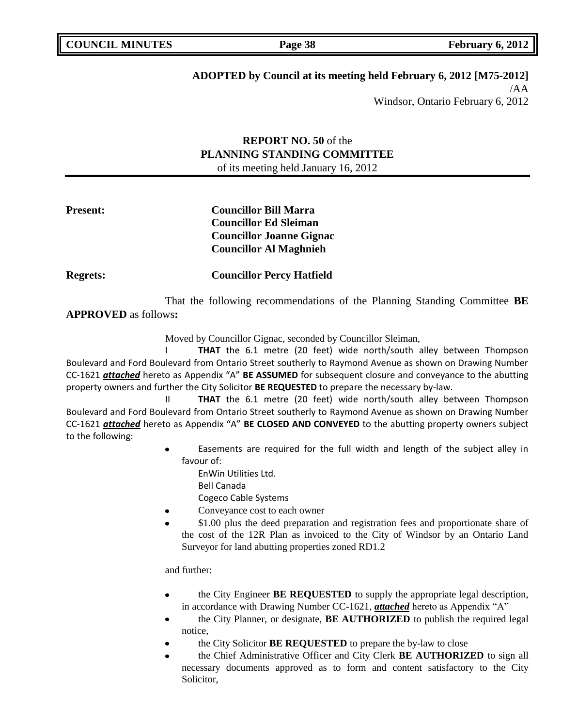**ADOPTED by Council at its meeting held February 6, 2012 [M75-2012]**
/AA
Windsor, Ontario February 6, 2012

**REPORT NO. 50** of the
**PLANNING STANDING COMMITTEE**
of its meeting held January 16, 2012

**Present:** **Councillor Bill Marra**
**Councillor Ed Sleiman**
**Councillor Joanne Gignac**
**Councillor Al Maghnieh**

**Regrets:** **Councillor Percy Hatfield**

That the following recommendations of the Planning Standing Committee **BE APPROVED** as follows**:**

Moved by Councillor Gignac, seconded by Councillor Sleiman,

I **THAT** the 6.1 metre (20 feet) wide north/south alley between Thompson Boulevard and Ford Boulevard from Ontario Street southerly to Raymond Avenue as shown on Drawing Number CC-1621 ***attached*** hereto as Appendix "A" **BE ASSUMED** for subsequent closure and conveyance to the abutting property owners and further the City Solicitor **BE REQUESTED** to prepare the necessary by-law.

II **THAT** the 6.1 metre (20 feet) wide north/south alley between Thompson Boulevard and Ford Boulevard from Ontario Street southerly to Raymond Avenue as shown on Drawing Number CC-1621 ***attached*** hereto as Appendix "A" **BE CLOSED AND CONVEYED** to the abutting property owners subject to the following:

- Easements are required for the full width and length of the subject alley in favour of:
  - EnWin Utilities Ltd.
  - Bell Canada
  - Cogeco Cable Systems
- Conveyance cost to each owner
- $1.00 plus the deed preparation and registration fees and proportionate share of the cost of the 12R Plan as invoiced to the City of Windsor by an Ontario Land Surveyor for land abutting properties zoned RD1.2

and further:

- the City Engineer **BE REQUESTED** to supply the appropriate legal description, in accordance with Drawing Number CC-1621, ***attached*** hereto as Appendix "A"
- the City Planner, or designate, **BE AUTHORIZED** to publish the required legal notice,
- the City Solicitor **BE REQUESTED** to prepare the by-law to close
- the Chief Administrative Officer and City Clerk **BE AUTHORIZED** to sign all necessary documents approved as to form and content satisfactory to the City Solicitor,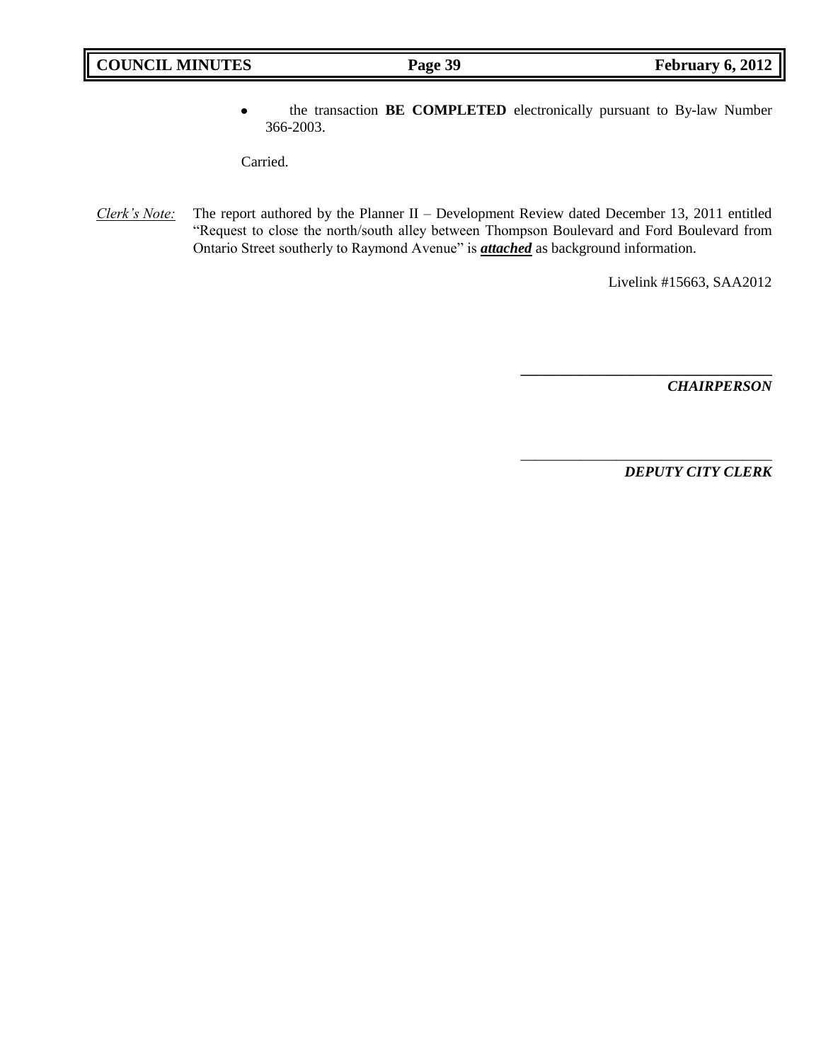- the transaction **BE COMPLETED** electronically pursuant to By-law Number 366-2003.

Carried.

*Clerk's Note:* The report authored by the Planner II – Development Review dated December 13, 2011 entitled "Request to close the north/south alley between Thompson Boulevard and Ford Boulevard from Ontario Street southerly to Raymond Avenue" is ***attached*** as background information.

Livelink #15663, SAA2012

\_\_\_\_\_\_\_\_\_\_\_\_\_\_\_\_\_\_\_\_\_\_\_\_\_\_\_\_\_\_\_\_\_\_\_

***CHAIRPERSON***

\_\_\_\_\_\_\_\_\_\_\_\_\_\_\_\_\_\_\_\_\_\_\_\_\_\_\_\_\_\_\_\_\_\_\_

***DEPUTY CITY CLERK***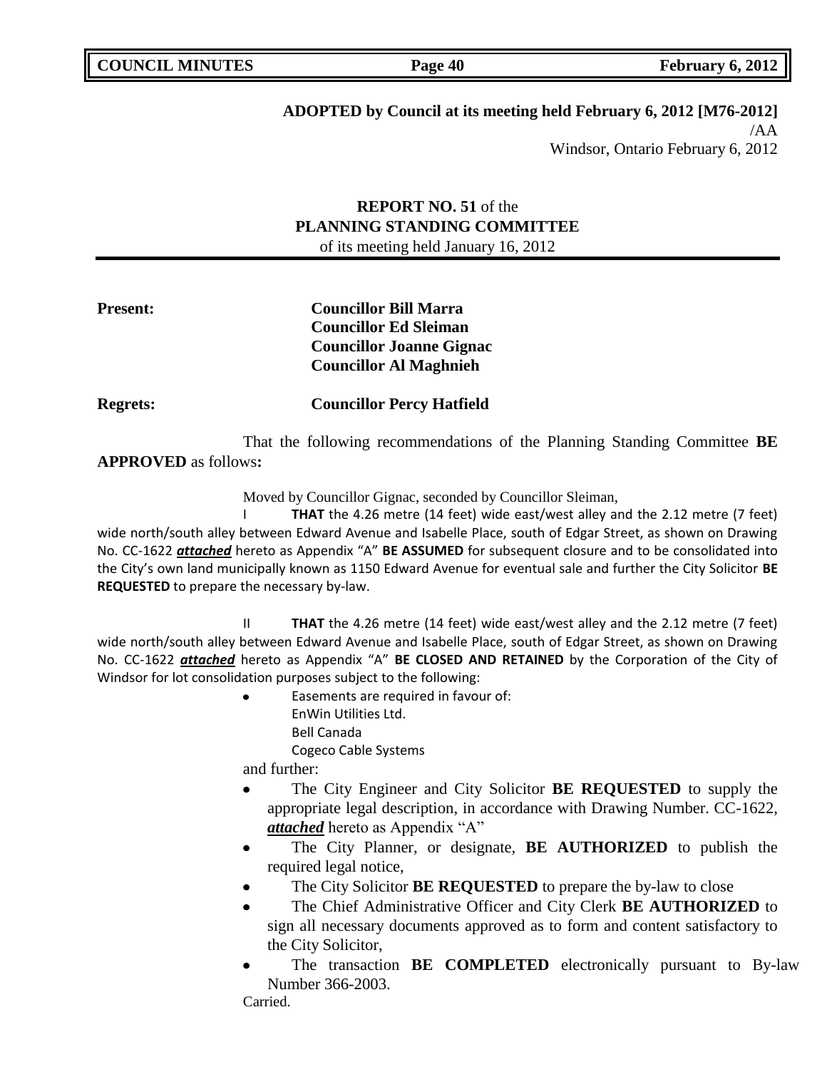**ADOPTED by Council at its meeting held February 6, 2012 [M76-2012]**

/AA

Windsor, Ontario February 6, 2012

**REPORT NO. 51** of the
**PLANNING STANDING COMMITTEE**
of its meeting held January 16, 2012

**Present:** **Councillor Bill Marra**
**Councillor Ed Sleiman**
**Councillor Joanne Gignac**
**Councillor Al Maghnieh**

**Regrets:** **Councillor Percy Hatfield**

That the following recommendations of the Planning Standing Committee **BE APPROVED** as follows**:**

Moved by Councillor Gignac, seconded by Councillor Sleiman,

I **THAT** the 4.26 metre (14 feet) wide east/west alley and the 2.12 metre (7 feet) wide north/south alley between Edward Avenue and Isabelle Place, south of Edgar Street, as shown on Drawing No. CC-1622 ***attached*** hereto as Appendix "A" **BE ASSUMED** for subsequent closure and to be consolidated into the City's own land municipally known as 1150 Edward Avenue for eventual sale and further the City Solicitor **BE REQUESTED** to prepare the necessary by-law.

II **THAT** the 4.26 metre (14 feet) wide east/west alley and the 2.12 metre (7 feet) wide north/south alley between Edward Avenue and Isabelle Place, south of Edgar Street, as shown on Drawing No. CC-1622 ***attached*** hereto as Appendix "A" **BE CLOSED AND RETAINED** by the Corporation of the City of Windsor for lot consolidation purposes subject to the following:

- Easements are required in favour of:
  EnWin Utilities Ltd.
  Bell Canada
  Cogeco Cable Systems

and further:

- The City Engineer and City Solicitor **BE REQUESTED** to supply the appropriate legal description, in accordance with Drawing Number. CC-1622, ***attached*** hereto as Appendix "A"
- The City Planner, or designate, **BE AUTHORIZED** to publish the required legal notice,
- The City Solicitor **BE REQUESTED** to prepare the by-law to close
- The Chief Administrative Officer and City Clerk **BE AUTHORIZED** to sign all necessary documents approved as to form and content satisfactory to the City Solicitor,
- The transaction **BE COMPLETED** electronically pursuant to By-law Number 366-2003.

Carried.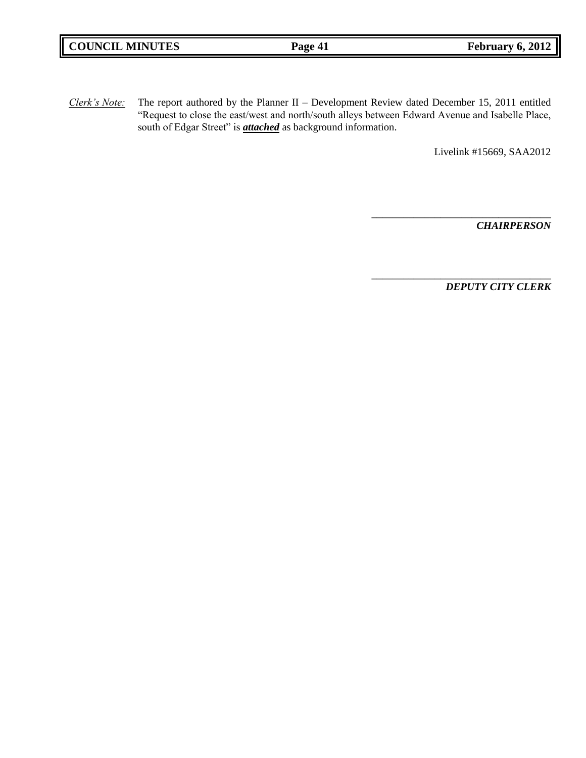*Clerk's Note:* The report authored by the Planner II – Development Review dated December 15, 2011 entitled "Request to close the east/west and north/south alleys between Edward Avenue and Isabelle Place, south of Edgar Street" is ***attached*** as background information.

Livelink #15669, SAA2012

\_\_\_\_\_\_\_\_\_\_\_\_\_\_\_\_\_\_\_\_\_\_\_\_\_\_\_\_\_\_\_\_\_\_

***CHAIRPERSON***

\_\_\_\_\_\_\_\_\_\_\_\_\_\_\_\_\_\_\_\_\_\_\_\_\_\_\_\_\_\_\_\_\_\_

***DEPUTY CITY CLERK***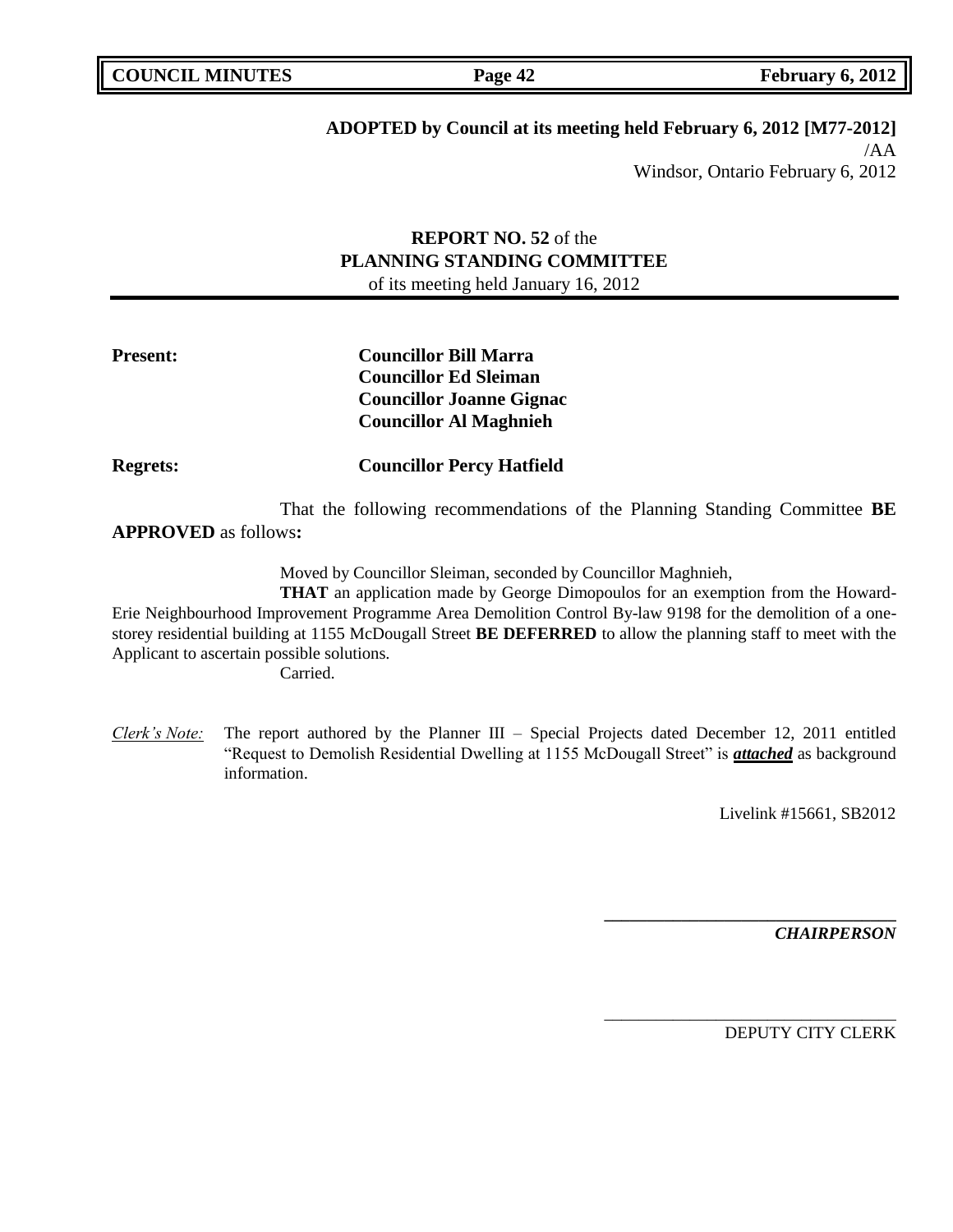**ADOPTED by Council at its meeting held February 6, 2012 [M77-2012]**

/AA

Windsor, Ontario February 6, 2012

**REPORT NO. 52** of the
**PLANNING STANDING COMMITTEE**
of its meeting held January 16, 2012

**Present:** **Councillor Bill Marra**
**Councillor Ed Sleiman**
**Councillor Joanne Gignac**
**Councillor Al Maghnieh**

**Regrets:** **Councillor Percy Hatfield**

That the following recommendations of the Planning Standing Committee **BE APPROVED** as follows**:**

Moved by Councillor Sleiman, seconded by Councillor Maghnieh,

**THAT** an application made by George Dimopoulos for an exemption from the Howard-Erie Neighbourhood Improvement Programme Area Demolition Control By-law 9198 for the demolition of a one-storey residential building at 1155 McDougall Street **BE DEFERRED** to allow the planning staff to meet with the Applicant to ascertain possible solutions.

Carried.

*Clerk's Note:* The report authored by the Planner III – Special Projects dated December 12, 2011 entitled "Request to Demolish Residential Dwelling at 1155 McDougall Street" is ***attached*** as background information.

Livelink #15661, SB2012

**\_\_\_\_\_\_\_\_\_\_\_\_\_\_\_\_\_\_\_\_\_\_\_\_\_\_\_\_\_\_\_\_**
***CHAIRPERSON***

\_\_\_\_\_\_\_\_\_\_\_\_\_\_\_\_\_\_\_\_\_\_\_\_\_\_\_\_\_\_\_\_
DEPUTY CITY CLERK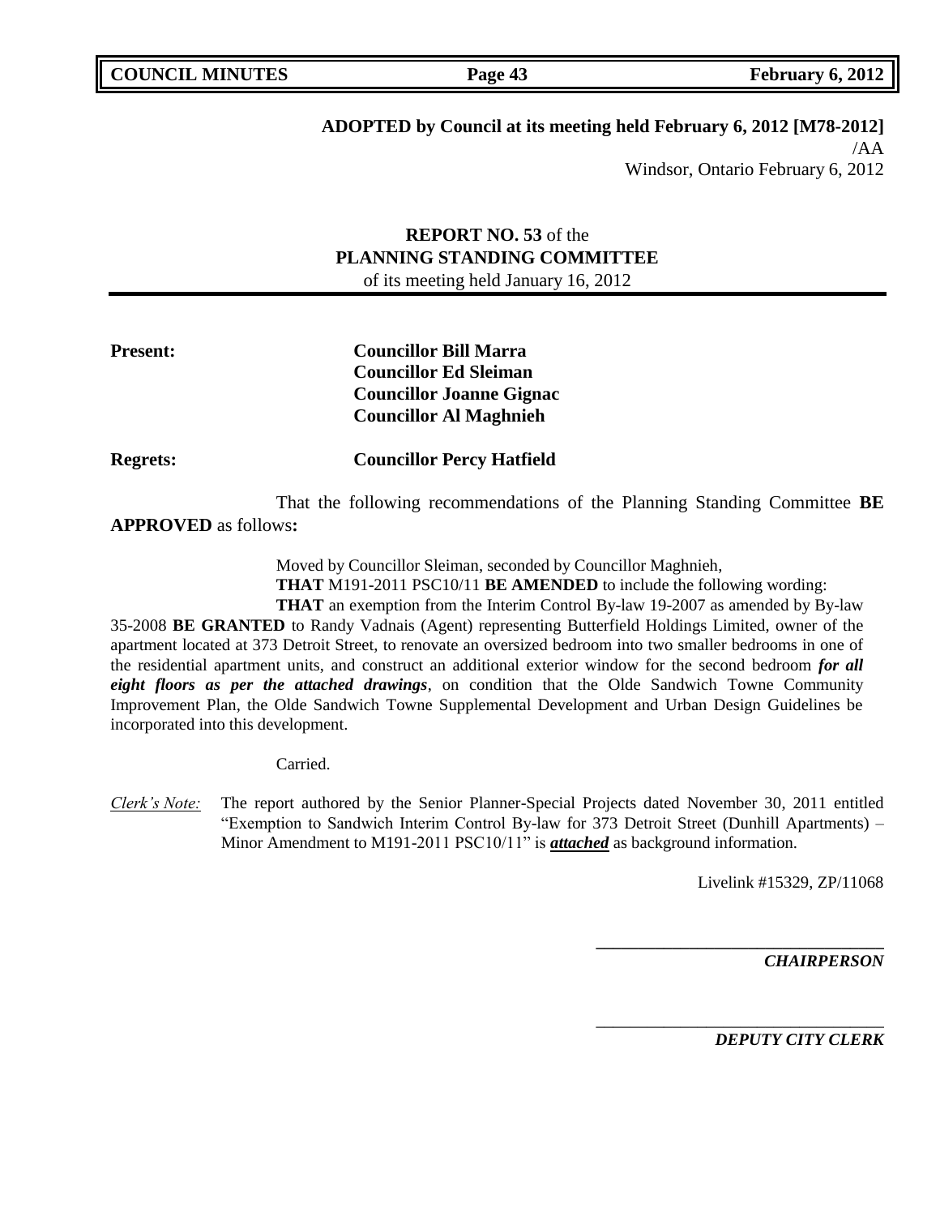**ADOPTED by Council at its meeting held February 6, 2012 [M78-2012]**
/AA
Windsor, Ontario February 6, 2012

**REPORT NO. 53** of the
**PLANNING STANDING COMMITTEE**
of its meeting held January 16, 2012

**Present:** **Councillor Bill Marra**
**Councillor Ed Sleiman**
**Councillor Joanne Gignac**
**Councillor Al Maghnieh**

**Regrets:** **Councillor Percy Hatfield**

That the following recommendations of the Planning Standing Committee **BE APPROVED** as follows**:**

Moved by Councillor Sleiman, seconded by Councillor Maghnieh,
**THAT** M191-2011 PSC10/11 **BE AMENDED** to include the following wording:
**THAT** an exemption from the Interim Control By-law 19-2007 as amended by By-law 35-2008 **BE GRANTED** to Randy Vadnais (Agent) representing Butterfield Holdings Limited, owner of the apartment located at 373 Detroit Street, to renovate an oversized bedroom into two smaller bedrooms in one of the residential apartment units, and construct an additional exterior window for the second bedroom ***for all eight floors as per the attached drawings***, on condition that the Olde Sandwich Towne Community Improvement Plan, the Olde Sandwich Towne Supplemental Development and Urban Design Guidelines be incorporated into this development.

Carried.

*Clerk's Note:* The report authored by the Senior Planner-Special Projects dated November 30, 2011 entitled "Exemption to Sandwich Interim Control By-law for 373 Detroit Street (Dunhill Apartments) – Minor Amendment to M191-2011 PSC10/11" is ***attached*** as background information.

Livelink #15329, ZP/11068

___________________________________
***CHAIRPERSON***

___________________________________
***DEPUTY CITY CLERK***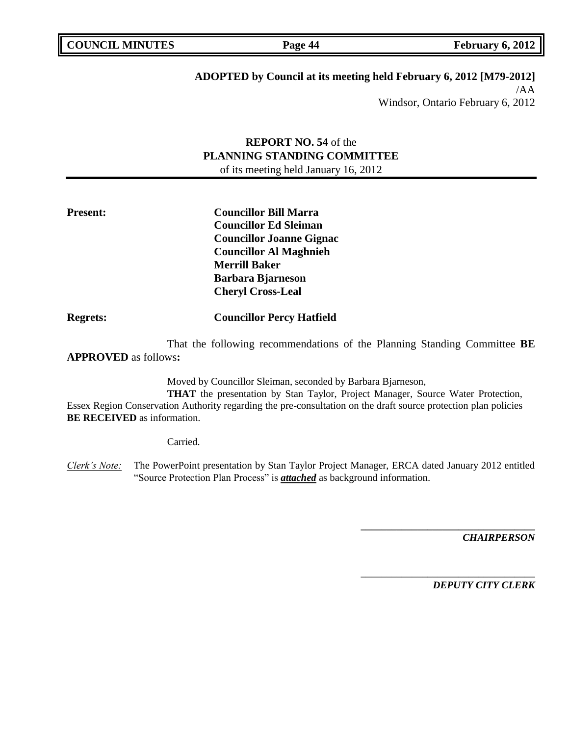**ADOPTED by Council at its meeting held February 6, 2012 [M79-2012]**

/AA

Windsor, Ontario February 6, 2012

**REPORT NO. 54** of the
**PLANNING STANDING COMMITTEE**
of its meeting held January 16, 2012

**Present:** **Councillor Bill Marra**
**Councillor Ed Sleiman**
**Councillor Joanne Gignac**
**Councillor Al Maghnieh**
**Merrill Baker**
**Barbara Bjarneson**
**Cheryl Cross-Leal**

**Regrets:** **Councillor Percy Hatfield**

That the following recommendations of the Planning Standing Committee **BE APPROVED** as follows**:**

Moved by Councillor Sleiman, seconded by Barbara Bjarneson,

**THAT** the presentation by Stan Taylor, Project Manager, Source Water Protection, Essex Region Conservation Authority regarding the pre-consultation on the draft source protection plan policies **BE RECEIVED** as information.

Carried.

*Clerk's Note:* The PowerPoint presentation by Stan Taylor Project Manager, ERCA dated January 2012 entitled "Source Protection Plan Process" is ***attached*** as background information.

---

***CHAIRPERSON***

---

***DEPUTY CITY CLERK***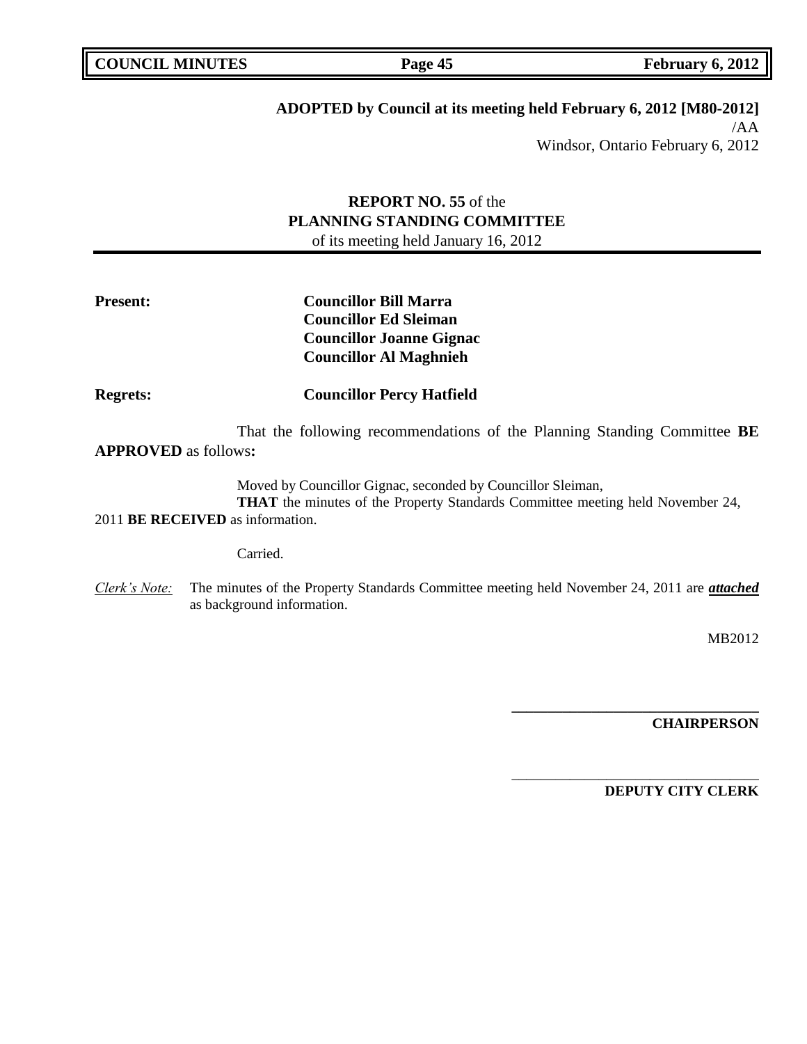**ADOPTED by Council at its meeting held February 6, 2012 [M80-2012]**
/AA
Windsor, Ontario February 6, 2012

**REPORT NO. 55** of the
**PLANNING STANDING COMMITTEE**
of its meeting held January 16, 2012

**Present:** **Councillor Bill Marra**
**Councillor Ed Sleiman**
**Councillor Joanne Gignac**
**Councillor Al Maghnieh**

**Regrets:** **Councillor Percy Hatfield**

That the following recommendations of the Planning Standing Committee **BE APPROVED** as follows**:**

Moved by Councillor Gignac, seconded by Councillor Sleiman,
**THAT** the minutes of the Property Standards Committee meeting held November 24, 2011 **BE RECEIVED** as information.

Carried.

*Clerk's Note:* The minutes of the Property Standards Committee meeting held November 24, 2011 are ***attached*** as background information.

MB2012

\_\_\_\_\_\_\_\_\_\_\_\_\_\_\_\_\_\_\_\_\_\_\_\_\_\_\_\_\_\_\_\_\_\_
**CHAIRPERSON**

\_\_\_\_\_\_\_\_\_\_\_\_\_\_\_\_\_\_\_\_\_\_\_\_\_\_\_\_\_\_\_\_\_\_
**DEPUTY CITY CLERK**